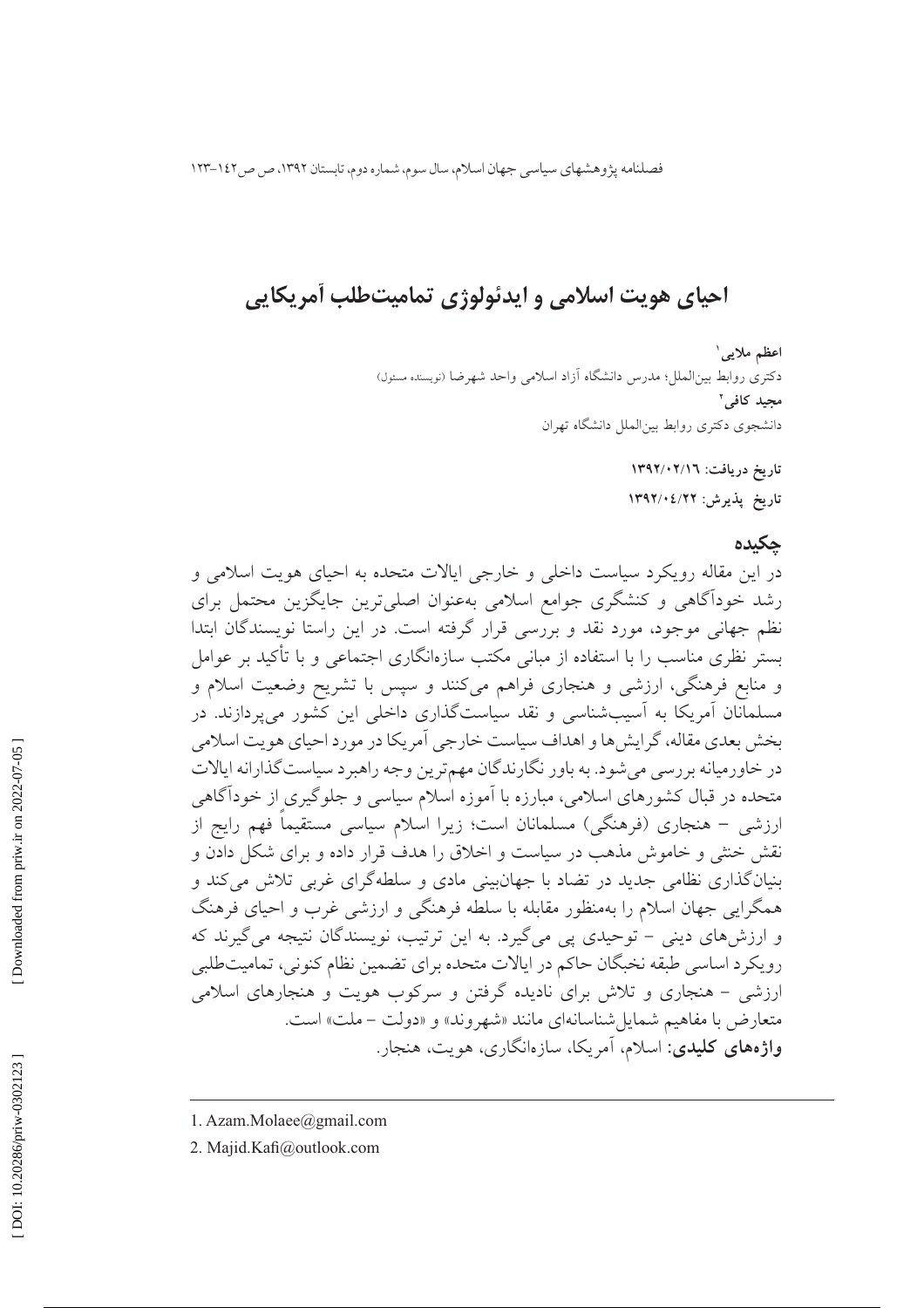# احیای هویت اسلامی و ایدئولوژی تمامیت‌طلب آمریکایی

**اعظم ملایی**[1]

دکتری روابط بین‌الملل؛ مدرس دانشگاه آزاد اسلامی واحد شهرضا (نویسنده مسئول)

**مجید کافی**[2]

دانشجوی دکتری روابط بین‌الملل دانشگاه تهران

**تاریخ دریافت: ۱۳۹۲/۰۲/۱۶**

**تاریخ پذیرش: ۱۳۹۲/۰۴/۲۲**

## چکیده

در این مقاله رویکرد سیاست داخلی و خارجی ایالات متحده به احیای هویت اسلامی و رشد خودآگاهی و کنشگری جوامع اسلامی به‌عنوان اصلی‌ترین جایگزین محتمل برای نظم جهانی موجود، مورد نقد و بررسی قرار گرفته است. در این راستا نویسندگان ابتدا بستر نظری مناسب را با استفاده از مبانی مکتب سازه‌انگاری اجتماعی و با تأکید بر عوامل و منابع فرهنگی، ارزشی و هنجاری فراهم می‌کنند و سپس با تشریح وضعیت اسلام و مسلمانان آمریکا به آسیب‌شناسی و نقد سیاست‌گذاری داخلی این کشور می‌پردازند. در بخش بعدی مقاله، گرایش‌ها و اهداف سیاست خارجی آمریکا در مورد احیای هویت اسلامی در خاورمیانه بررسی می‌شود. به باور نگارندگان مهم‌ترین وجه راهبرد سیاست‌گذارانه ایالات متحده در قبال کشورهای اسلامی، مبارزه با آموزه اسلام سیاسی و جلوگیری از خودآگاهی ارزشی - هنجاری (فرهنگی) مسلمانان است؛ زیرا اسلام سیاسی مستقیماً فهم رایج از نقش خنثی و خاموش مذهب در سیاست و اخلاق را هدف قرار داده و برای شکل دادن و بنیان‌گذاری نظامی جدید در تضاد با جهان‌بینی مادی و سلطه‌گرای غربی تلاش می‌کند و همگرایی جهان اسلام را به‌منظور مقابله با سلطه فرهنگی و ارزشی غرب و احیای فرهنگ و ارزش‌های دینی - توحیدی پی می‌گیرد. به این ترتیب، نویسندگان نتیجه می‌گیرند که رویکرد اساسی طبقه نخبگان حاکم در ایالات متحده برای تضمین نظام کنونی، تمامیت‌طلبی ارزشی - هنجاری و تلاش برای نادیده گرفتن و سرکوب هویت و هنجارهای اسلامی متعارض با مفاهیم شمایل‌شناسانه‌ای مانند «شهروند» و «دولت - ملت» است.

**واژه‌های کلیدی:** اسلام، آمریکا، سازه‌انگاری، هویت، هنجار.

---

1. Azam.Molaee@gmail.com
2. Majid.Kafi@outlook.com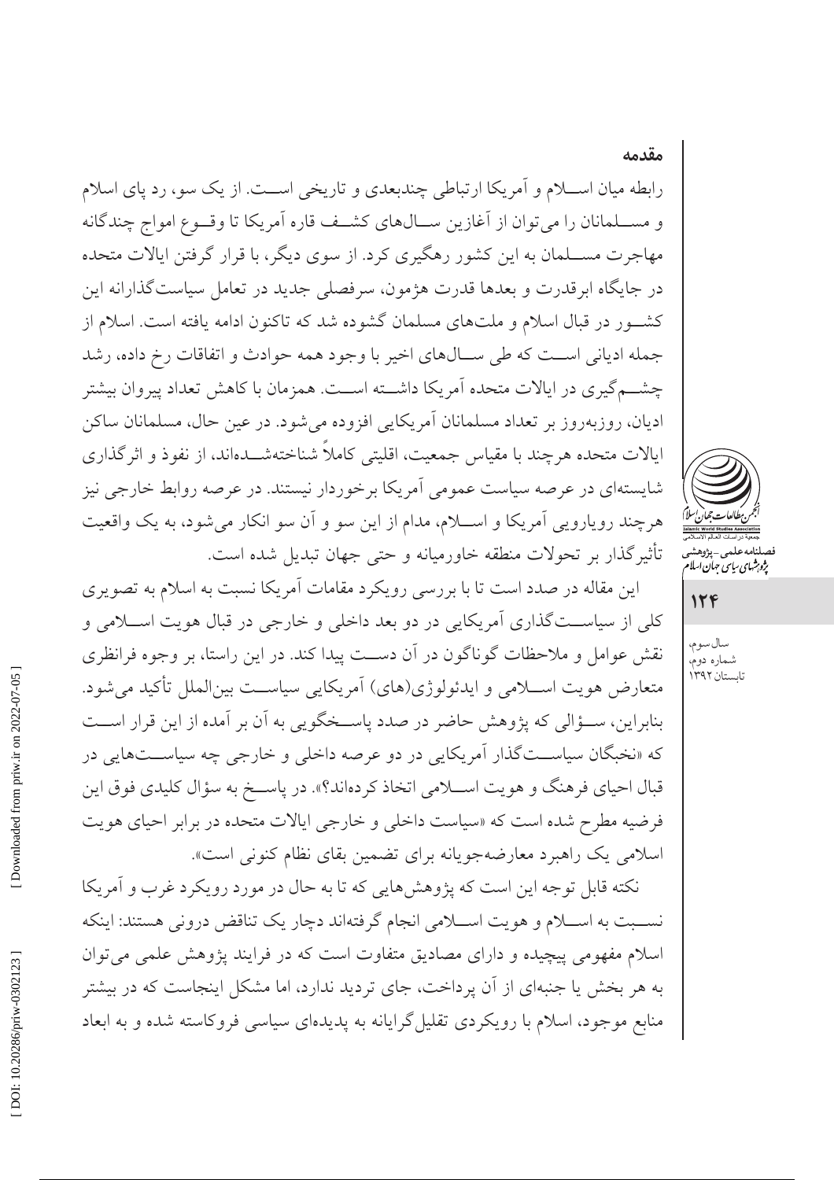## مقدمه

رابطه میان اسلام و آمریکا ارتباطی چندبعدی و تاریخی است. از یک سو، رد پای اسلام و مسلمانان را می‌توان از آغازین سال‌های کشف قاره آمریکا تا وقوع امواج چندگانه مهاجرت مسلمان به این کشور رهگیری کرد. از سوی دیگر، با قرار گرفتن ایالات متحده در جایگاه ابرقدرت و بعدها قدرت هژمون، سرفصلی جدید در تعامل سیاست‌گذارانه این کشور در قبال اسلام و ملت‌های مسلمان گشوده شد که تاکنون ادامه یافته است. اسلام از جمله ادیانی است که طی سال‌های اخیر با وجود همه حوادث و اتفاقات رخ داده، رشد چشم‌گیری در ایالات متحده آمریکا داشته است. همزمان با کاهش تعداد پیروان بیشتر ادیان، روزبه‌روز بر تعداد مسلمانان آمریکایی افزوده می‌شود. در عین حال، مسلمانان ساکن ایالات متحده هرچند با مقیاس جمعیت، اقلیتی کاملاً شناخته‌شده‌اند، از نفوذ و اثرگذاری شایسته‌ای در عرصه سیاست عمومی آمریکا برخوردار نیستند. در عرصه روابط خارجی نیز هرچند رویارویی آمریکا و اسلام، مدام از این سو و آن سو انکار می‌شود، به یک واقعیت تأثیرگذار بر تحولات منطقه خاورمیانه و حتی جهان تبدیل شده است.

این مقاله در صدد است تا با بررسی رویکرد مقامات آمریکا نسبت به اسلام به تصویری کلی از سیاست‌گذاری آمریکایی در دو بعد داخلی و خارجی در قبال هویت اسلامی و نقش عوامل و ملاحظات گوناگون در آن دست پیدا کند. در این راستا، بر وجوه فرانظری متعارض هویت اسلامی و ایدئولوژی(های) آمریکایی سیاست بین‌الملل تأکید می‌شود. بنابراین، سؤالی که پژوهش حاضر در صدد پاسخگویی به آن بر آمده از این قرار است که «نخبگان سیاست‌گذار آمریکایی در دو عرصه داخلی و خارجی چه سیاست‌هایی در قبال احیای فرهنگ و هویت اسلامی اتخاذ کرده‌اند؟». در پاسخ به سؤال کلیدی فوق این فرضیه مطرح شده است که «سیاست داخلی و خارجی ایالات متحده در برابر احیای هویت اسلامی یک راهبرد معارضه‌جویانه برای تضمین بقای نظام کنونی است».

نکته قابل توجه این است که پژوهش‌هایی که تا به حال در مورد رویکرد غرب و آمریکا نسبت به اسلام و هویت اسلامی انجام گرفته‌اند دچار یک تناقض درونی هستند: اینکه اسلام مفهومی پیچیده و دارای مصادیق متفاوت است که در فرایند پژوهش علمی می‌توان به هر بخش یا جنبه‌ای از آن پرداخت، جای تردید ندارد، اما مشکل اینجاست که در بیشتر منابع موجود، اسلام با رویکردی تقلیل‌گرایانه به پدیده‌ای سیاسی فروکاسته شده و به ابعاد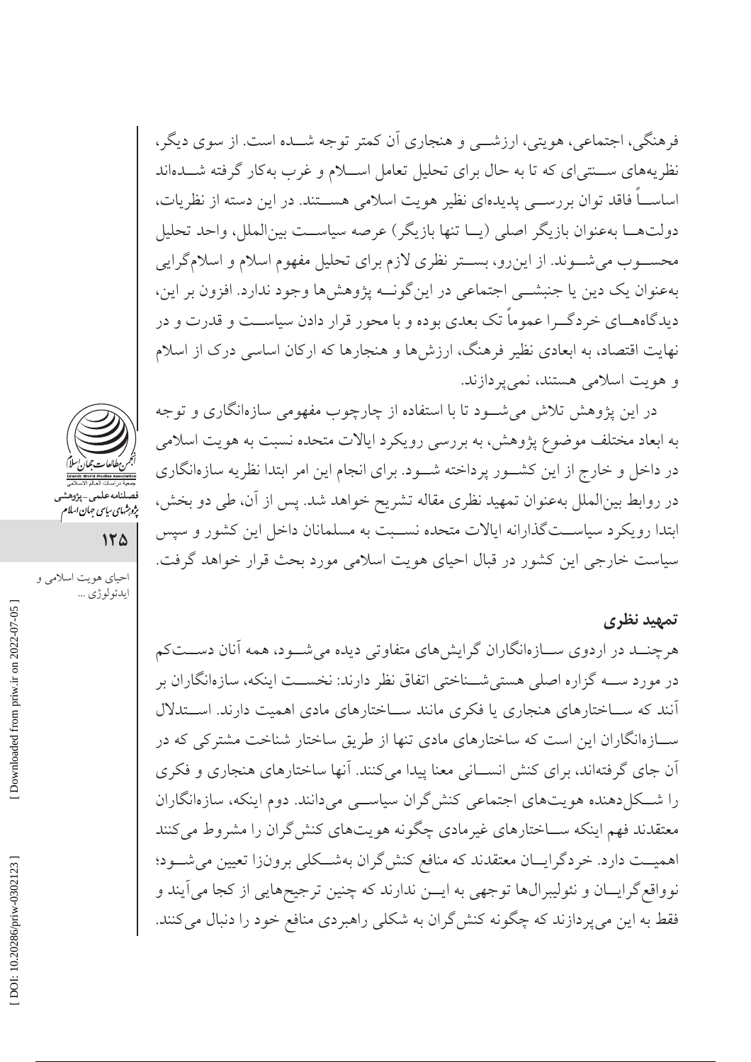فرهنگی، اجتماعی، هویتی، ارزشـی و هنجاری آن کمتر توجه شـده است. از سوی دیگر، نظریه‌های سـنتی‌ای که تا به حال برای تحلیل تعامل اسـلام و غرب به‌کار گرفته شـده‌اند اساسـاً فاقد توان بررسـی پدیده‌ای نظیر هویت اسلامی هسـتند. در این دسته از نظریات، دولت‌هـا به‌عنوان بازیگر اصلی (یـا تنها بازیگر) عرصه سیاسـت بین‌الملل، واحد تحلیل محسـوب می‌شـوند. از این‌رو، بسـتر نظری لازم برای تحلیل مفهوم اسلام و اسلام‌گرایی به‌عنوان یک دین یا جنبشـی اجتماعی در این‌گونـه پژوهش‌ها وجود ندارد. افزون بر این، دیدگاه‌هـای خردگـرا عموماً تک بعدی بوده و با محور قرار دادن سیاسـت و قدرت و در نهایت اقتصاد، به ابعادی نظیر فرهنگ، ارزش‌ها و هنجارها که ارکان اساسی درک از اسلام و هویت اسلامی هستند، نمی‌پردازند.

در این پژوهش تلاش می‌شـود تا با استفاده از چارچوب مفهومی سازه‌انگاری و توجه به ابعاد مختلف موضوع پژوهش، به بررسی رویکرد ایالات متحده نسبت به هویت اسلامی در داخل و خارج از این کشـور پرداخته شـود. برای انجام این امر ابتدا نظریه سازه‌انگاری در روابط بین‌الملل به‌عنوان تمهید نظری مقاله تشریح خواهد شد. پس از آن، طی دو بخش، ابتدا رویکرد سیاسـت‌گذارانه ایالات متحده نسـبت به مسلمانان داخل این کشور و سپس سیاست خارجی این کشور در قبال احیای هویت اسلامی مورد بحث قرار خواهد گرفت.

## تمهید نظری

هرچنـد در اردوی سـازه‌انگاران گرایش‌های متفاوتی دیده می‌شـود، همه آنان دسـت‌کم در مورد سـه گزاره اصلی هستی‌شـناختی اتفاق نظر دارند: نخسـت اینکه، سازه‌انگاران بر آنند که سـاختارهای هنجاری یا فکری مانند سـاختارهای مادی اهمیت دارند. اسـتدلال سـازه‌انگاران این است که ساختارهای مادی تنها از طریق ساختار شناخت مشترکی که در آن جای گرفته‌اند، برای کنش انسـانی معنا پیدا می‌کنند. آنها ساختارهای هنجاری و فکری را شـکل‌دهنده هویت‌های اجتماعی کنش‌گران سیاسـی می‌دانند. دوم اینکه، سازه‌انگاران معتقدند فهم اینکه سـاختارهای غیرمادی چگونه هویت‌های کنش‌گران را مشروط می‌کنند اهمیـت دارد. خردگرایـان معتقدند که منافع کنش‌گران به‌شـکلی برون‌زا تعیین می‌شـود؛ نوواقع‌گرایـان و نئولیبرال‌ها توجهی به ایـن ندارند که چنین ترجیح‌هایی از کجا می‌آیند و فقط به این می‌پردازند که چگونه کنش‌گران به شکلی راهبردی منافع خود را دنبال می‌کنند.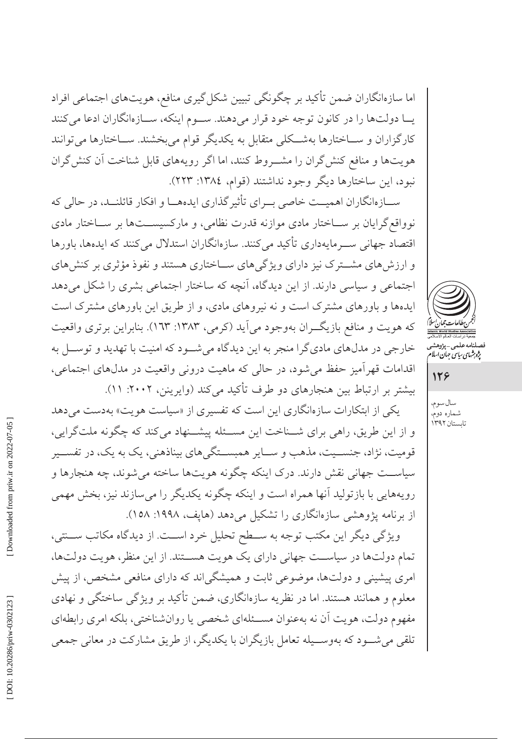اما سازه‌انگاران ضمن تأکید بر چگونگی تبیین شکل‌گیری منافع، هویت‌های اجتماعی افراد یـا دولت‌ها را در کانون توجه خود قرار می‌دهند. سـوم اینکه، سـازه‌انگاران ادعا می‌کنند کارگزاران و سـاختارها به‌شـکلی متقابل به یکدیگر قوام می‌بخشند. سـاختارها می‌توانند هویت‌ها و منافع کنش‌گران را مشـروط کنند، اما اگر رویه‌های قابل شناخت آن کنش‌گران نبود، این ساختارها دیگر وجود نداشتند (قوام، ۱۳۸٤: ۲۲۳).

سـازه‌انگاران اهمیـت خاصی بـرای تأثیرگذاری ایده‌هـا و افکار قائلنـد، در حالی که نوواقع‌گرایان بر سـاختار مادی موازنه قدرت نظامی، و مارکسیسـت‌ها بر سـاختار مادی اقتصاد جهانی سـرمایه‌داری تأکید می‌کنند. سازه‌انگاران استدلال می‌کنند که ایده‌ها، باورها و ارزش‌های مشـترک نیز دارای ویژگی‌های سـاختاری هستند و نفوذ مؤثری بر کنش‌های اجتماعی و سیاسی دارند. از این دیدگاه، آنچه که ساختار اجتماعی بشری را شکل می‌دهد ایده‌ها و باورهای مشترک است و نه نیروهای مادی، و از طریق این باورهای مشترک است که هویت و منافع بازیگـران به‌وجود می‌آید (کرمی، ۱۳۸۳: ١٦٣). بنابراین برتری واقعیت خارجی در مدل‌های مادی‌گرا منجر به این دیدگاه می‌شـود که امنیت با تهدید و توسـل به اقدامات قهرآمیز حفظ می‌شود، در حالی که ماهیت درونی واقعیت در مدل‌های اجتماعی، بیشتر بر ارتباط بین هنجارهای دو طرف تأکید می‌کند (وایرینن، ۲۰۰۲: ۱۱).

یکی از ابتکارات سازه‌انگاری این است که تفسیری از «سیاست هویت» به‌دست می‌دهد و از این طریق، راهی برای شـناخت این مسـئله پیشـنهاد می‌کند که چگونه ملت‌گرایی، قومیت، نژاد، جنسـیت، مذهب و سـایر همبسـتگی‌های بیناذهنی، یک به یک، در تفسـیر سیاسـت جهانی نقش دارند. درک اینکه چگونه هویت‌ها ساخته می‌شوند، چه هنجارها و رویه‌هایی با بازتولید آنها همراه است و اینکه چگونه یکدیگر را می‌سازند نیز، بخش مهمی از برنامه پژوهشی سازه‌انگاری را تشکیل می‌دهد (هاپف، ۱۹۹۸: ۱۵۸).

ویژگی دیگر این مکتب توجه به سـطح تحلیل خرد اسـت. از دیدگاه مکاتب سـنتی، تمام دولت‌ها در سیاسـت جهانی دارای یک هویت هسـتند. از این منظر، هویت دولت‌ها، امری پیشینی و دولت‌ها، موضوعی ثابت و همیشگی‌اند که دارای منافعی مشخص، از پیش معلوم و همانند هستند. اما در نظریه سازه‌انگاری، ضمن تأکید بر ویژگی ساختگی و نهادی مفهوم دولت، هویت آن نه به‌عنوان مسـئله‌ای شخصی یا روان‌شناختی، بلکه امری رابطه‌ای تلقی می‌شـود که به‌وسـیله تعامل بازیگران با یکدیگر، از طریق مشارکت در معانی جمعی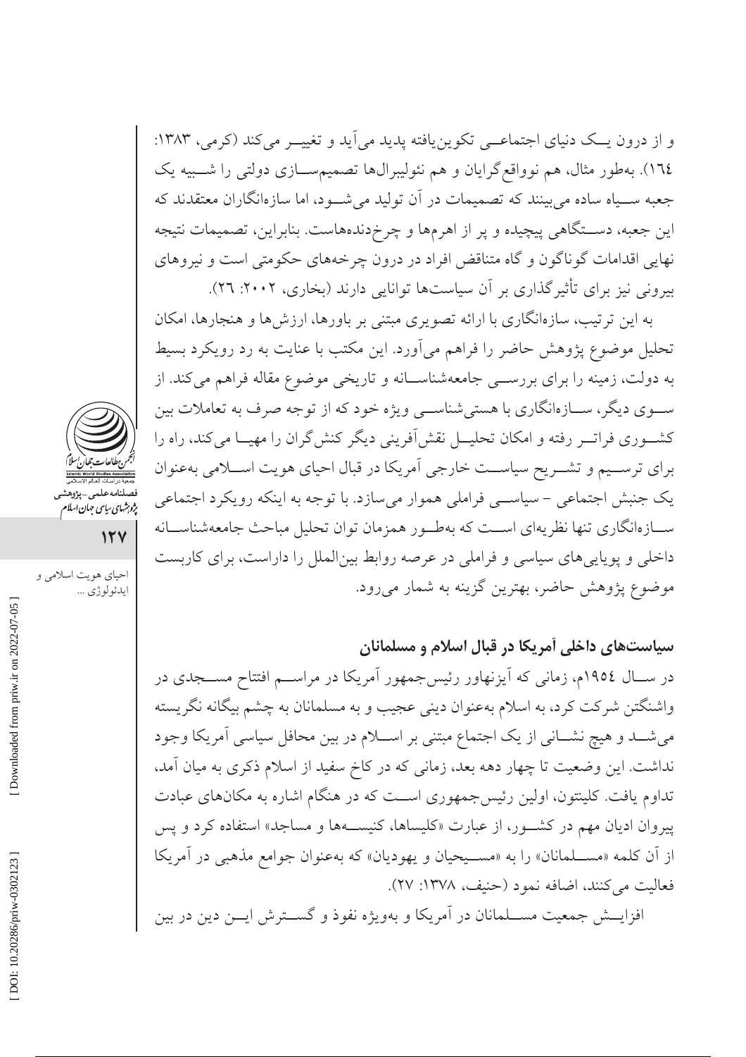و از درون یــک دنیای اجتماعــی تکوین‌یافته پدید می‌آید و تغییــر می‌کند (کرمی، ۱۳۸۳: ۱٦٤). به‌طور مثال، هم نوواقع‌گرایان و هم نئولیبرال‌ها تصمیم‌ســازی دولتی را شــبیه یک جعبه ســیاه ساده می‌بینند که تصمیمات در آن تولید می‌شــود، اما سازه‌انگاران معتقدند که این جعبه، دســتگاهی پیچیده و پر از اهرم‌ها و چرخ‌دنده‌هاست. بنابراین، تصمیمات نتیجه نهایی اقدامات گوناگون و گاه متناقض افراد در درون چرخه‌های حکومتی است و نیروهای بیرونی نیز برای تأثیرگذاری بر آن سیاست‌ها توانایی دارند (بخاری، ۲۰۰۲: ۲٦).

به این ترتیب، سازه‌انگاری با ارائه تصویری مبتنی بر باورها، ارزش‌ها و هنجارها، امکان تحلیل موضوع پژوهش حاضر را فراهم می‌آورد. این مکتب با عنایت به رد رویکرد بسیط به دولت، زمینه را برای بررســی جامعه‌شناســانه و تاریخی موضوع مقاله فراهم می‌کند. از ســوی دیگر، ســازه‌انگاری با هستی‌شناســی ویژه خود که از توجه صرف به تعاملات بین کشــوری فراتــر رفته و امکان تحلیــل نقش‌آفرینی دیگر کنش‌گران را مهیــا می‌کند، راه را برای ترســیم و تشــریح سیاســت خارجی آمریکا در قبال احیای هویت اســلامی به‌عنوان یک جنبش اجتماعی - سیاســی فراملی هموار می‌سازد. با توجه به اینکه رویکرد اجتماعی ســازه‌انگاری تنها نظریه‌ای اســت که به‌طــور همزمان توان تحلیل مباحث جامعه‌شناســانه داخلی و پویایی‌های سیاسی و فراملی در عرصه روابط بین‌الملل را داراست، برای کاربست موضوع پژوهش حاضر، بهترین گزینه به شمار می‌رود.

## سیاست‌های داخلی آمریکا در قبال اسلام و مسلمانان

در ســال ۱۹٥٤م، زمانی که آیزنهاور رئیس‌جمهور آمریکا در مراســم افتتاح مســجدی در واشنگتن شرکت کرد، به اسلام به‌عنوان دینی عجیب و به مسلمانان به چشم بیگانه نگریسته می‌شــد و هیچ نشــانی از یک اجتماع مبتنی بر اســلام در بین محافل سیاسی آمریکا وجود نداشت. این وضعیت تا چهار دهه بعد، زمانی که در کاخ سفید از اسلام ذکری به میان آمد، تداوم یافت. کلینتون، اولین رئیس‌جمهوری اســت که در هنگام اشاره به مکان‌های عبادت پیروان ادیان مهم در کشــور، از عبارت «کلیساها، کنیســه‌ها و مساجد» استفاده کرد و پس از آن کلمه «مســلمانان» را به «مســیحیان و یهودیان» که به‌عنوان جوامع مذهبی در آمریکا فعالیت می‌کنند، اضافه نمود (حنیف، ۱۳۷۸: ۲۷).

افزایــش جمعیت مســلمانان در آمریکا و به‌ویژه نفوذ و گســترش ایــن دین در بین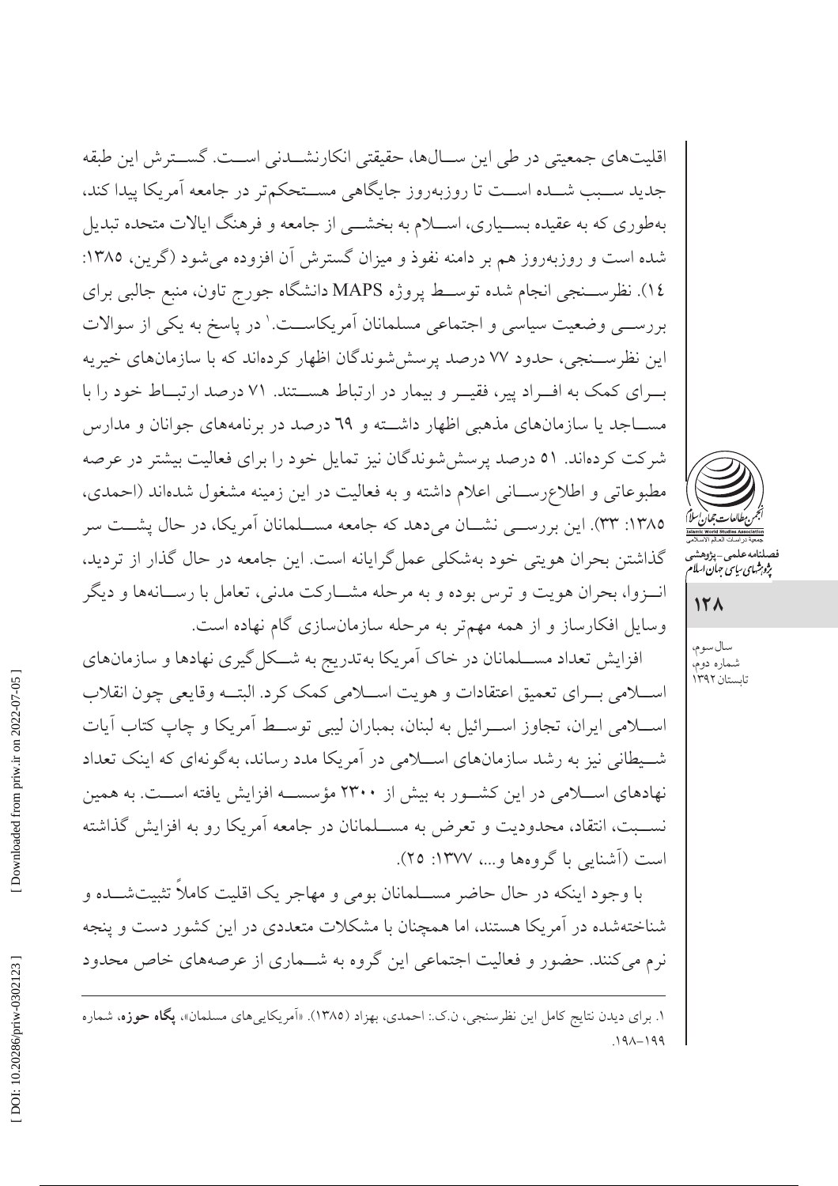اقلیت‌های جمعیتی در طی این سال‌ها، حقیقتی انکارنشدنی است. گسترش این طبقه جدید سبب شده است تا روزبه‌روز جایگاهی مستحکم‌تر در جامعه آمریکا پیدا کند، به‌طوری که به عقیده بسیاری، اسلام به بخشی از جامعه و فرهنگ ایالات متحده تبدیل شده است و روزبه‌روز هم بر دامنه نفوذ و میزان گسترش آن افزوده می‌شود (گرین، ۱۳۸۵: ۱۴). نظرسنجی انجام شده توسط پروژه MAPS دانشگاه جورج تاون، منبع جالبی برای بررسی وضعیت سیاسی و اجتماعی مسلمانان آمریکاست.[1] در پاسخ به یکی از سوالات این نظرسنجی، حدود ۷۷ درصد پرسش‌شوندگان اظهار کرده‌اند که با سازمان‌های خیریه برای کمک به افراد پیر، فقیر و بیمار در ارتباط هستند. ۷۱ درصد ارتباط خود را با مساجد یا سازمان‌های مذهبی اظهار داشته و ۶۹ درصد در برنامه‌های جوانان و مدارس شرکت کرده‌اند. ۵۱ درصد پرسش‌شوندگان نیز تمایل خود را برای فعالیت بیشتر در عرصه مطبوعاتی و اطلاع‌رسانی اعلام داشته و به فعالیت در این زمینه مشغول شده‌اند (احمدی، ۱۳۸۵: ۳۳). این بررسی نشان می‌دهد که جامعه مسلمانان آمریکا، در حال پشت سر گذاشتن بحران هویتی خود به‌شکلی عمل‌گرایانه است. این جامعه در حال گذار از تردید، انزوا، بحران هویت و ترس بوده و به مرحله مشارکت مدنی، تعامل با رسانه‌ها و دیگر وسایل افکارساز و از همه مهم‌تر به مرحله سازمان‌سازی گام نهاده است.

افزایش تعداد مسلمانان در خاک آمریکا به‌تدریج به شکل‌گیری نهادها و سازمان‌های اسلامی برای تعمیق اعتقادات و هویت اسلامی کمک کرد. البته وقایعی چون انقلاب اسلامی ایران، تجاوز اسرائیل به لبنان، بمباران لیبی توسط آمریکا و چاپ کتاب آیات شیطانی نیز به رشد سازمان‌های اسلامی در آمریکا مدد رساند، به‌گونه‌ای که اینک تعداد نهادهای اسلامی در این کشور به بیش از ۲۳۰۰ مؤسسه افزایش یافته است. به همین نسبت، انتقاد، محدودیت و تعرض به مسلمانان در جامعه آمریکا رو به افزایش گذاشته است (آشنایی با گروه‌ها و...، ۱۳۷۷: ۲۵).

با وجود اینکه در حال حاضر مسلمانان بومی و مهاجر یک اقلیت کاملاً تثبیت‌شده و شناخته‌شده در آمریکا هستند، اما همچنان با مشکلات متعددی در این کشور دست و پنجه نرم می‌کنند. حضور و فعالیت اجتماعی این گروه به شماری از عرصه‌های خاص محدود

---

۱. برای دیدن نتایج کامل این نظرسنجی، ن.ک.: احمدی، بهزاد (۱۳۸۵). «آمریکایی‌های مسلمان»، **پگاه حوزه**، شماره ۱۹۹-۱۹۸.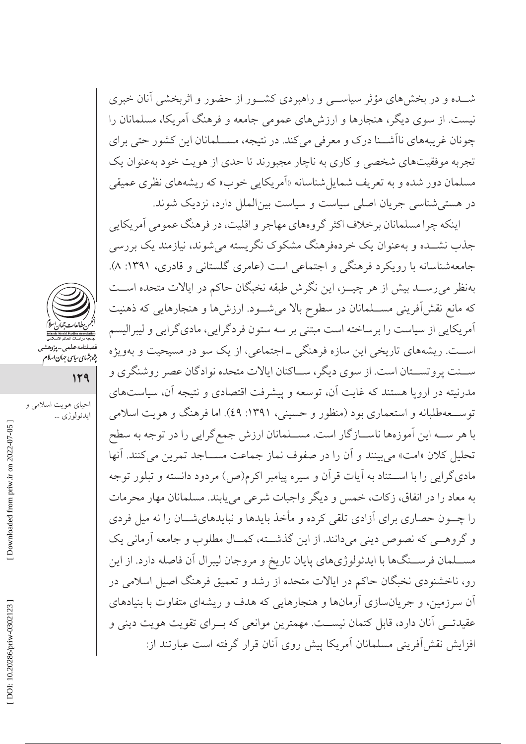شـده و در بخش‌های مؤثر سیاسـی و راهبردی کشـور از حضور و اثربخشی آنان خبری نیست. از سوی دیگر، هنجارها و ارزش‌های عمومی جامعه و فرهنگ آمریکا، مسلمانان را چونان غریبه‌های ناآشـنا درک و معرفی می‌کند. در نتیجه، مسـلمانان این کشور حتی برای تجربه موفقیت‌های شخصی و کاری به ناچار مجبورند تا حدی از هویت خود به‌عنوان یک مسلمان دور شده و به تعریف شمایل‌شناسانه «آمریکایی خوب» که ریشه‌های نظری عمیقی در هستی‌شناسی جریان اصلی سیاست و سیاست بین‌الملل دارد، نزدیک شوند.

اینکه چرا مسلمانان برخلاف اکثر گروه‌های مهاجر و اقلیت، در فرهنگ عمومی آمریکایی جذب نشـده و به‌عنوان یک خرده‌فرهنگ مشکوک نگریسته می‌شوند، نیازمند یک بررسی جامعه‌شناسانه با رویکرد فرهنگی و اجتماعی است (عامری گلستانی و قادری، ۱۳۹۱: ۸). به‌نظر می‌رسـد بیش از هر چیـز، این نگرش طبقه نخبگان حاکم در ایالات متحده اسـت که مانع نقش‌آفرینی مسـلمانان در سطوح بالا می‌شـود. ارزش‌ها و هنجارهایی که ذهنیت آمریکایی از سیاست را برساخته است مبتنی بر سه ستون فردگرایی، مادی‌گرایی و لیبرالیسم اسـت. ریشه‌های تاریخی این سازه فرهنگی ـ اجتماعی، از یک سو در مسیحیت و به‌ویژه سـنت پروتسـتان است. از سوی دیگر، سـاکنان ایالات متحده نوادگان عصر روشنگری و مدرنیته در اروپا هستند که غایت آن، توسعه و پیشرفت اقتصادی و نتیجه آن، سیاست‌های توسـعه‌طلبانه و استعماری بود (منظور و حسینی، ۱۳۹۱: ٤٩). اما فرهنگ و هویت اسلامی با هر سـه این آموزه‌ها ناسـازگار است. مسـلمانان ارزش جمع‌گرایی را در توجه به سطح تحلیل کلان «امت» می‌بینند و آن را در صفوف نماز جماعت مسـاجد تمرین می‌کنند. آنها مادی‌گرایی را با اسـتناد به آیات قرآن و سیره پیامبر اکرم(ص) مردود دانسته و تبلور توجه به معاد را در انفاق، زکات، خمس و دیگر واجبات شرعی می‌یابند. مسلمانان مهار محرمات را چـون حصاری برای آزادی تلقی کرده و مأخذ بایدها و نبایدهای‌شـان را نه میل فردی و گروهـی که نصوص دینی می‌دانند. از این گذشـته، کمـال مطلوب و جامعه آرمانی یک مسـلمان فرسـنگ‌ها با ایدئولوژی‌های پایان تاریخ و مروجان لیبرال آن فاصله دارد. از این رو، ناخشنودی نخبگان حاکم در ایالات متحده از رشد و تعمیق فرهنگ اصیل اسلامی در آن سرزمین، و جریان‌سازی آرمان‌ها و هنجارهایی که هدف و ریشه‌ای متفاوت با بنیادهای عقیدتـی آنان دارد، قابل کتمان نیسـت. مهمترین موانعی که بـرای تقویت هویت دینی و افزایش نقش‌آفرینی مسلمانان آمریکا پیش روی آنان قرار گرفته است عبارتند از: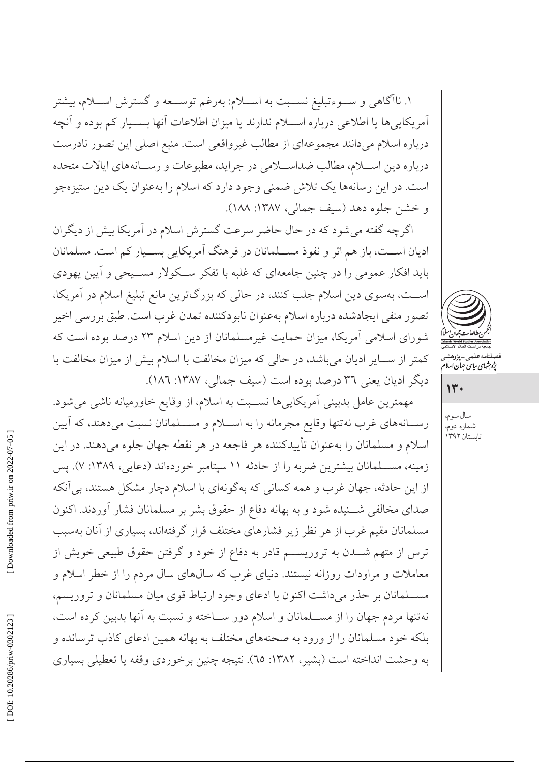۱. ناآگاهی و سوءتبلیغ نسبت به اسلام: به‌رغم توسعه و گسترش اسلام، بیشتر آمریکایی‌ها یا اطلاعی درباره اسلام ندارند یا میزان اطلاعات آنها بسیار کم بوده و آنچه درباره اسلام می‌دانند مجموعه‌ای از مطالب غیرواقعی است. منبع اصلی این تصور نادرست درباره دین اسلام، مطالب ضداسلامی در جراید، مطبوعات و رسانه‌های ایالات متحده است. در این رسانه‌ها یک تلاش ضمنی وجود دارد که اسلام را به‌عنوان یک دین ستیزه‌جو و خشن جلوه دهد (سیف جمالی، ۱۳۸۷: ۱۸۸).

اگرچه گفته می‌شود که در حال حاضر سرعت گسترش اسلام در آمریکا بیش از دیگران ادیان است، باز هم اثر و نفوذ مسلمانان در فرهنگ آمریکایی بسیار کم است. مسلمانان باید افکار عمومی را در چنین جامعه‌ای که غلبه با تفکر سکولار مسیحی و آیین یهودی است، به‌سوی دین اسلام جلب کنند، در حالی که بزرگ‌ترین مانع تبلیغ اسلام در آمریکا، تصور منفی ایجادشده درباره اسلام به‌عنوان نابودکننده تمدن غرب است. طبق بررسی اخیر شورای اسلامی آمریکا، میزان حمایت غیرمسلمانان از دین اسلام ۲۳ درصد بوده است که کمتر از سایر ادیان می‌باشد، در حالی که میزان مخالفت با اسلام بیش از میزان مخالفت با دیگر ادیان یعنی ۳٦ درصد بوده است (سیف جمالی، ۱۳۸۷: ۱۸٦).

مهمترین عامل بدبینی آمریکایی‌ها نسبت به اسلام، از وقایع خاورمیانه ناشی می‌شود. رسانه‌های غرب نه‌تنها وقایع مجرمانه را به اسلام و مسلمانان نسبت می‌دهند، که آیین اسلام و مسلمانان را به‌عنوان تأییدکننده هر فاجعه در هر نقطه جهان جلوه می‌دهند. در این زمینه، مسلمانان بیشترین ضربه را از حادثه ۱۱ سپتامبر خورده‌اند (دعایی، ۱۳۸۹: ۷). پس از این حادثه، جهان غرب و همه کسانی که به‌گونه‌ای با اسلام دچار مشکل هستند، بی‌آنکه صدای مخالفی شنیده شود و به بهانه دفاع از حقوق بشر بر مسلمانان فشار آوردند. اکنون مسلمانان مقیم غرب از هر نظر زیر فشارهای مختلف قرار گرفته‌اند، بسیاری از آنان به‌سبب ترس از متهم شدن به تروریسم قادر به دفاع از خود و گرفتن حقوق طبیعی خویش از معاملات و مراودات روزانه نیستند. دنیای غرب که سال‌های سال مردم را از خطر اسلام و مسلمانان بر حذر می‌داشت اکنون با ادعای وجود ارتباط قوی میان مسلمانان و تروریسم، نه‌تنها مردم جهان را از مسلمانان و اسلام دور ساخته و نسبت به آنها بدبین کرده است، بلکه خود مسلمانان را از ورود به صحنه‌های مختلف به بهانه همین ادعای کاذب ترسانده و به وحشت انداخته است (بشیر، ۱۳۸۲: ٦۵). نتیجه چنین برخوردی وقفه یا تعطیلی بسیاری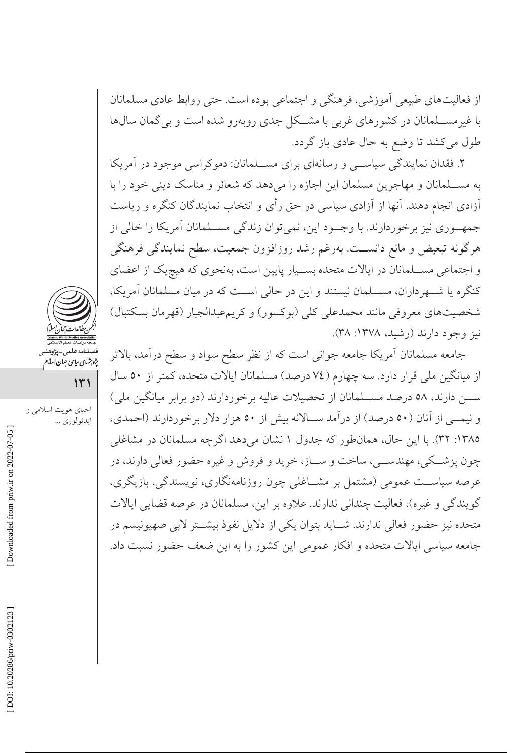از فعالیت‌های طبیعی آموزشی، فرهنگی و اجتماعی بوده است. حتی روابط عادی مسلمانان با غیرمسلمانان در کشورهای غربی با مشکل جدی روبه‌رو شده است و بی‌گمان سال‌ها طول می‌کشد تا وضع به حال عادی باز گردد.

۲. فقدان نمایندگی سیاسی و رسانه‌ای برای مسلمانان: دموکراسی موجود در آمریکا به مسلمانان و مهاجرین مسلمان این اجازه را می‌دهد که شعائر و مناسک دینی خود را با آزادی انجام دهند. آنها از آزادی سیاسی در حق رأی و انتخاب نمایندگان کنگره و ریاست جمهوری نیز برخوردارند. با وجود این، نمی‌توان زندگی مسلمانان آمریکا را خالی از هرگونه تبعیض و مانع دانست. به‌رغم رشد روزافزون جمعیت، سطح نمایندگی فرهنگی و اجتماعی مسلمانان در ایالات متحده بسیار پایین است، به‌نحوی که هیچ‌یک از اعضای کنگره یا شهرداران، مسلمان نیستند و این در حالی است که در میان مسلمانان آمریکا، شخصیت‌های معروفی مانند محمدعلی کلی (بوکسور) و کریم‌عبدالجبار (قهرمان بسکتبال) نیز وجود دارند (رشید، ۱۳۷۸: ۳۸).

جامعه مسلمانان آمریکا جامعه جوانی است که از نظر سطح سواد و سطح درآمد، بالاتر از میانگین ملی قرار دارد. سه چهارم (۷٤ درصد) مسلمانان ایالات متحده، کمتر از ۵۰ سال سن دارند، ۵۸ درصد مسلمانان از تحصیلات عالیه برخوردارند (دو برابر میانگین ملی) و نیمی از آنان (۵۰ درصد) از درآمد سالانه بیش از ۵۰ هزار دلار برخوردارند (احمدی، ۱۳۸۵: ۳۲). با این حال، همان‌طور که جدول ۱ نشان می‌دهد اگرچه مسلمانان در مشاغلی چون پزشکی، مهندسی، ساخت و ساز، خرید و فروش و غیره حضور فعالی دارند، در عرصه سیاست عمومی (مشتمل بر مشاغلی چون روزنامه‌نگاری، نویسندگی، بازیگری، گویندگی و غیره)، فعالیت چندانی ندارند. علاوه بر این، مسلمانان در عرصه قضایی ایالات متحده نیز حضور فعالی ندارند. شاید بتوان یکی از دلایل نفوذ بیشتر لابی صهیونیسم در جامعه سیاسی ایالات متحده و افکار عمومی این کشور را به این ضعف حضور نسبت داد.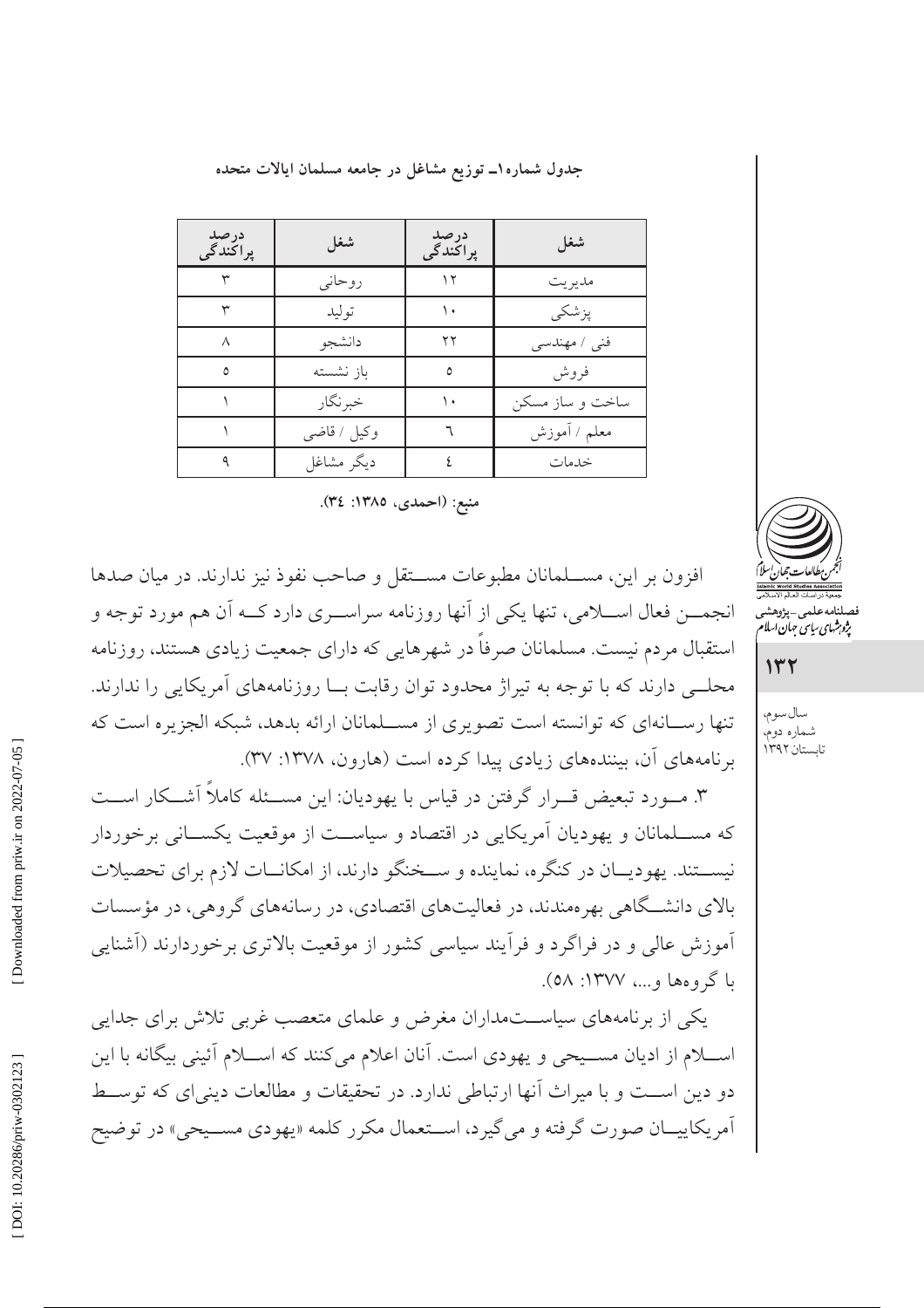**جدول شماره۱ـ توزیع مشاغل در جامعه مسلمان ایالات متحده**

| شغل | درصد پراکندگی | شغل | درصد پراکندگی |
|---|---|---|---|
| مدیریت | ۱۲ | روحانی | ۳ |
| پزشکی | ۱۰ | تولید | ۳ |
| فنی / مهندسی | ۲۲ | دانشجو | ۸ |
| فروش | ۵ | باز نشسته | ٥ |
| ساخت و ساز مسکن | ۱۰ | خبرنگار | ۱ |
| معلم / آموزش | ٦ | وکیل / قاضی | ۱ |
| خدمات | ٤ | دیگر مشاغل | ۹ |

منبع: (احمدی، ۱۳۸۵: ۳٤).

افزون بر این، مسلمانان مطبوعات مستقل و صاحب نفوذ نیز ندارند. در میان صدها انجمن فعال اسلامی، تنها یکی از آنها روزنامه سراسری دارد که آن هم مورد توجه و استقبال مردم نیست. مسلمانان صرفاً در شهرهایی که دارای جمعیت زیادی هستند، روزنامه محلی دارند که با توجه به تیراژ محدود توان رقابت با روزنامه‌های آمریکایی را ندارند. تنها رسانه‌ای که توانسته است تصویری از مسلمانان ارائه بدهد، شبکه الجزیره است که برنامه‌های آن، بیننده‌های زیادی پیدا کرده است (هارون، ۱۳۷۸: ۳۷).

۳. مورد تبعیض قرار گرفتن در قیاس با یهودیان: این مسئله کاملاً آشکار است که مسلمانان و یهودیان آمریکایی در اقتصاد و سیاست از موقعیت یکسانی برخوردار نیستند. یهودیان در کنگره، نماینده و سخنگو دارند، از امکانات لازم برای تحصیلات بالای دانشگاهی بهره‌مندند، در فعالیت‌های اقتصادی، در رسانه‌های گروهی، در مؤسسات آموزش عالی و در فراگرد و فرآیند سیاسی کشور از موقعیت بالاتری برخوردارند (آشنایی با گروه‌ها و...، ۱۳۷۷: ٥٨).

یکی از برنامه‌های سیاستمداران مغرض و علمای متعصب غربی تلاش برای جدایی اسلام از ادیان مسیحی و یهودی است. آنان اعلام می‌کنند که اسلام آئینی بیگانه با این دو دین است و با میراث آنها ارتباطی ندارد. در تحقیقات و مطالعات دینی‌ای که توسط آمریکاییان صورت گرفته و می‌گیرد، استعمال مکرر کلمه «یهودی مسیحی» در توضیح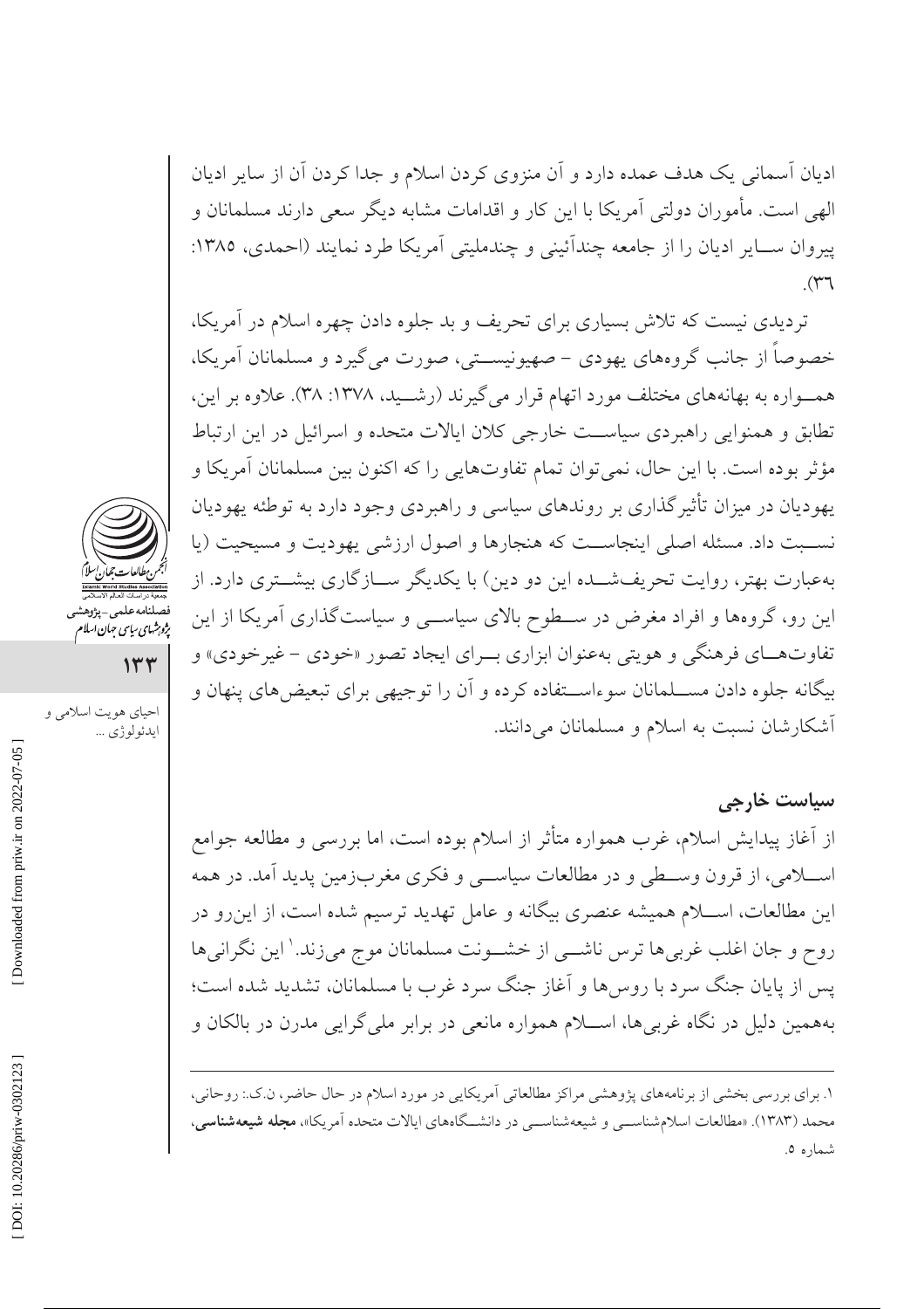ادیان آسمانی یک هدف عمده دارد و آن منزوی کردن اسلام و جدا کردن آن از سایر ادیان الهی است. مأموران دولتی آمریکا با این کار و اقدامات مشابه دیگر سعی دارند مسلمانان و پیروان ســایر ادیان را از جامعه چندآئینی و چندملیتی آمریکا طرد نمایند (احمدی، ١٣٨٥: ٣٦).

تردیدی نیست که تلاش بسیاری برای تحریف و بد جلوه دادن چهره اسلام در آمریکا، خصوصاً از جانب گروه‌های یهودی - صهیونیســتی، صورت می‌گیرد و مسلمانان آمریکا، همــواره به بهانه‌های مختلف مورد اتهام قرار می‌گیرند (رشــید، ١٣٧٨: ٣٨). علاوه بر این، تطابق و همنوایی راهبردی سیاســت خارجی کلان ایالات متحده و اسرائیل در این ارتباط مؤثر بوده است. با این حال، نمی‌توان تمام تفاوت‌هایی را که اکنون بین مسلمانان آمریکا و یهودیان در میزان تأثیرگذاری بر روندهای سیاسی و راهبردی وجود دارد به توطئه یهودیان نســبت داد. مسئله اصلی اینجاســت که هنجارها و اصول ارزشی یهودیت و مسیحیت (یا به‌عبارت بهتر، روایت تحریف‌شــده این دو دین) با یکدیگر ســازگاری بیشــتری دارد. از این رو، گروه‌ها و افراد مغرض در ســطوح بالای سیاســی و سیاست‌گذاری آمریکا از این تفاوت‌هــای فرهنگی و هویتی به‌عنوان ابزاری بــرای ایجاد تصور «خودی - غیرخودی» و بیگانه جلوه دادن مســلمانان سوءاســتفاده کرده و آن را توجیهی برای تبعیض‌های پنهان و آشکارشان نسبت به اسلام و مسلمانان می‌دانند.

## سیاست خارجی

از آغاز پیدایش اسلام، غرب همواره متأثر از اسلام بوده است، اما بررسی و مطالعه جوامع اســلامی، از قرون وســطی و در مطالعات سیاســی و فکری مغرب‌زمین پدید آمد. در همه این مطالعات، اســلام همیشه عنصری بیگانه و عامل تهدید ترسیم شده است، از این‌رو در روح و جان اغلب غربی‌ها ترس ناشــی از خشــونت مسلمانان موج می‌زند.[1] این نگرانی‌ها پس از پایان جنگ سرد با روس‌ها و آغاز جنگ سرد غرب با مسلمانان، تشدید شده است؛ به‌همین دلیل در نگاه غربی‌ها، اســلام همواره مانعی در برابر ملی‌گرایی مدرن در بالکان و

---

١. برای بررسی بخشی از برنامه‌های پژوهشی مراکز مطالعاتی آمریکایی در مورد اسلام در حال حاضر، ن.ک.: روحانی، محمد (١٣٨٣). «مطالعات اسلام‌شناســی و شیعه‌شناســی در دانشــگاه‌های ایالات متحده آمریکا»، **مجله شیعه‌شناسی**، شماره ٥.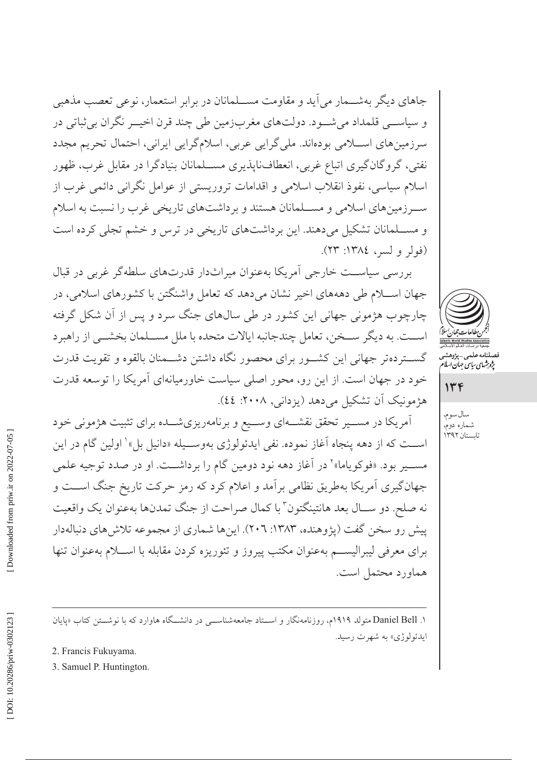جاهای دیگر به‌شمار می‌آید و مقاومت مسلمانان در برابر استعمار، نوعی تعصب مذهبی و سیاسی قلمداد می‌شود. دولت‌های مغرب‌زمین طی چند قرن اخیر نگران بی‌ثباتی در سرزمین‌های اسلامی بوده‌اند. ملی‌گرایی عربی، اسلام‌گرایی ایرانی، احتمال تحریم مجدد نفتی، گروگان‌گیری اتباع غربی، انعطاف‌ناپذیری مسلمانان بنیادگرا در مقابل غرب، ظهور اسلام سیاسی، نفوذ انقلاب اسلامی و اقدامات تروریستی از عوامل نگرانی دائمی غرب از سرزمین‌های اسلامی و مسلمانان هستند و برداشت‌های تاریخی غرب را نسبت به اسلام و مسلمانان تشکیل می‌دهند. این برداشت‌های تاریخی در ترس و خشم تجلی کرده است (فولر و لسر، ۱۳۸٤: ۲۳).

بررسی سیاست خارجی آمریکا به‌عنوان میراث‌دار قدرت‌های سلطه‌گر غربی در قبال جهان اسلام طی دهه‌های اخیر نشان می‌دهد که تعامل واشنگتن با کشورهای اسلامی، در چارچوب هژمونی جهانی این کشور در طی سال‌های جنگ سرد و پس از آن شکل گرفته است. به دیگر سخن، تعامل چندجانبه ایالات متحده با ملل مسلمان بخشی از راهبرد گسترده‌تر جهانی این کشور برای محصور نگاه داشتن دشمنان بالقوه و تقویت قدرت خود در جهان است. از این رو، محور اصلی سیاست خاورمیانه‌ای آمریکا را توسعه قدرت هژمونیک آن تشکیل می‌دهد (یزدانی، ۲۰۰۸: ٤٤).

آمریکا در مسیر تحقق نقشه‌ای وسیع و برنامه‌ریزی‌شده برای تثبیت هژمونی خود است که از دهه پنجاه آغاز نموده. نفی ایدئولوژی به‌وسیله «دانیل بل»[1] اولین گام در این مسیر بود. «فوکویاما»[2] در آغاز دهه نود دومین گام را برداشت. او در صدد توجیه علمی جهانگیری آمریکا به‌طریق نظامی برآمد و اعلام کرد که رمز حرکت تاریخ جنگ است و نه صلح. دو سال بعد هانتینگتون[3] با کمال صراحت از جنگ تمدن‌ها به‌عنوان یک واقعیت پیش رو سخن گفت (پژوهنده، ۱۳۸۳: ۲۰٦). این‌ها شماری از مجموعه تلاش‌های دنباله‌دار برای معرفی لیبرالیسم به‌عنوان مکتب پیروز و تئوریزه کردن مقابله با اسلام به‌عنوان تنها هماورد محتمل است.

---

۱. Daniel Bell متولد ۱۹۱۹م، روزنامه‌نگار و استاد جامعه‌شناسی در دانشگاه هاوارد که با نوشتن کتاب «پایان ایدئولوژی» به شهرت رسید.

2. Francis Fukuyama.

3. Samuel P. Huntington.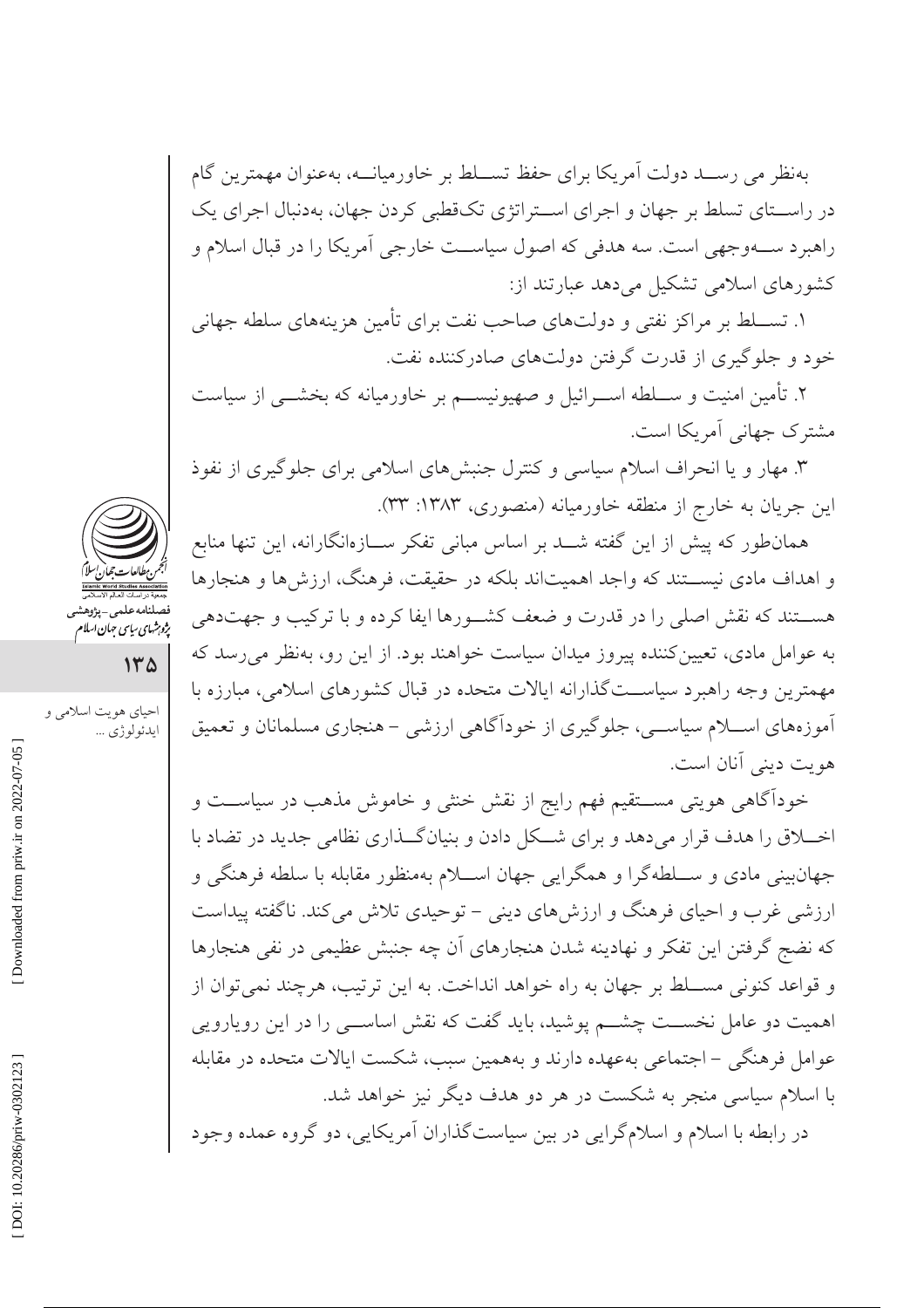به‌نظر می رسد دولت آمریکا برای حفظ تسلط بر خاورمیانه، به‌عنوان مهمترین گام در راستای تسلط بر جهان و اجرای استراتژی تک‌قطبی کردن جهان، به‌دنبال اجرای یک راهبرد سه‌وجهی است. سه هدفی که اصول سیاست خارجی آمریکا را در قبال اسلام و کشورهای اسلامی تشکیل می‌دهد عبارتند از:

۱. تسلط بر مراکز نفتی و دولت‌های صاحب نفت برای تأمین هزینه‌های سلطه جهانی خود و جلوگیری از قدرت گرفتن دولت‌های صادرکننده نفت.

۲. تأمین امنیت و سلطه اسرائیل و صهیونیسم بر خاورمیانه که بخشی از سیاست مشترک جهانی آمریکا است.

۳. مهار و یا انحراف اسلام سیاسی و کنترل جنبش‌های اسلامی برای جلوگیری از نفوذ این جریان به خارج از منطقه خاورمیانه (منصوری، ۱۳۸۳: ۳۳).

همان‌طور که پیش از این گفته شد بر اساس مبانی تفکر سازه‌انگارانه، این تنها منابع و اهداف مادی نیستند که واجد اهمیت‌اند بلکه در حقیقت، فرهنگ، ارزش‌ها و هنجارها هستند که نقش اصلی را در قدرت و ضعف کشورها ایفا کرده و با ترکیب و جهت‌دهی به عوامل مادی، تعیین‌کننده پیروز میدان سیاست خواهند بود. از این رو، به‌نظر می‌رسد که مهمترین وجه راهبرد سیاست‌گذارانه ایالات متحده در قبال کشورهای اسلامی، مبارزه با آموزه‌های اسلام سیاسی، جلوگیری از خودآگاهی ارزشی – هنجاری مسلمانان و تعمیق هویت دینی آنان است.

خودآگاهی هویتی مستقیم فهم رایج از نقش خنثی و خاموش مذهب در سیاست و اخلاق را هدف قرار می‌دهد و برای شکل دادن و بنیان‌گذاری نظامی جدید در تضاد با جهان‌بینی مادی و سلطه‌گرا و همگرایی جهان اسلام به‌منظور مقابله با سلطه فرهنگی و ارزشی غرب و احیای فرهنگ و ارزش‌های دینی – توحیدی تلاش می‌کند. ناگفته پیداست که نضج گرفتن این تفکر و نهادینه شدن هنجارهای آن چه جنبش عظیمی در نفی هنجارها و قواعد کنونی مسلط بر جهان به راه خواهد انداخت. به این ترتیب، هرچند نمی‌توان از اهمیت دو عامل نخست چشم پوشید، باید گفت که نقش اساسی را در این رویارویی عوامل فرهنگی – اجتماعی به‌عهده دارند و به‌همین سبب، شکست ایالات متحده در مقابله با اسلام سیاسی منجر به شکست در هر دو هدف دیگر نیز خواهد شد.

در رابطه با اسلام و اسلام‌گرایی در بین سیاست‌گذاران آمریکایی، دو گروه عمده وجود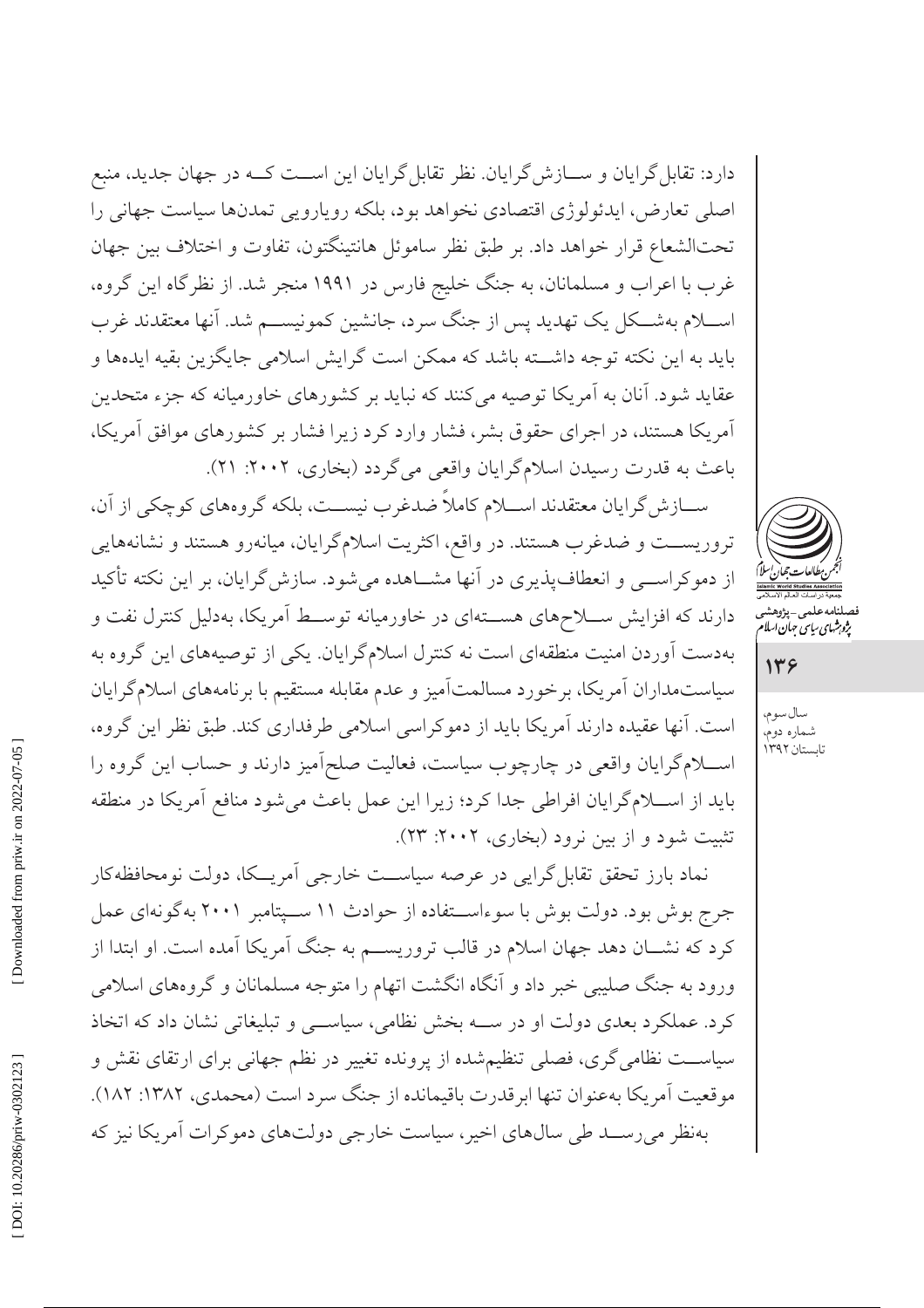دارد: تقابل‌گرایان و سازش‌گرایان. نظر تقابل‌گرایان این است که در جهان جدید، منبع اصلی تعارض، ایدئولوژی اقتصادی نخواهد بود، بلکه رویارویی تمدن‌ها سیاست جهانی را تحت‌الشعاع قرار خواهد داد. بر طبق نظر ساموئل هانتینگتون، تفاوت و اختلاف بین جهان غرب با اعراب و مسلمانان، به جنگ خلیج فارس در ۱۹۹۱ منجر شد. از نظرگاه این گروه، اسلام به‌شکل یک تهدید پس از جنگ سرد، جانشین کمونیسم شد. آنها معتقدند غرب باید به این نکته توجه داشته باشد که ممکن است گرایش اسلامی جایگزین بقیه ایده‌ها و عقاید شود. آنان به آمریکا توصیه می‌کنند که نباید بر کشورهای خاورمیانه که جزء متحدین آمریکا هستند، در اجرای حقوق بشر، فشار وارد کرد زیرا فشار بر کشورهای موافق آمریکا، باعث به قدرت رسیدن اسلام‌گرایان واقعی می‌گردد (بخاری، ۲۰۰۲: ۲۱).

سازش‌گرایان معتقدند اسلام کاملاً ضدغرب نیست، بلکه گروه‌های کوچکی از آن، تروریست و ضدغرب هستند. در واقع، اکثریت اسلام‌گرایان، میانه‌رو هستند و نشانه‌هایی از دموکراسی و انعطاف‌پذیری در آنها مشاهده می‌شود. سازش‌گرایان، بر این نکته تأکید دارند که افزایش سلاح‌های هسته‌ای در خاورمیانه توسط آمریکا، به‌دلیل کنترل نفت و به‌دست آوردن امنیت منطقه‌ای است نه کنترل اسلام‌گرایان. یکی از توصیه‌های این گروه به سیاست‌مداران آمریکا، برخورد مسالمت‌آمیز و عدم مقابله مستقیم با برنامه‌های اسلام‌گرایان است. آنها عقیده دارند آمریکا باید از دموکراسی اسلامی طرفداری کند. طبق نظر این گروه، اسلام‌گرایان واقعی در چارچوب سیاست، فعالیت صلح‌آمیز دارند و حساب این گروه را باید از اسلام‌گرایان افراطی جدا کرد؛ زیرا این عمل باعث می‌شود منافع آمریکا در منطقه تثبیت شود و از بین نرود (بخاری، ۲۰۰۲: ۲۳).

نماد بارز تحقق تقابل‌گرایی در عرصه سیاست خارجی آمریکا، دولت نومحافظه‌کار جرج بوش بود. دولت بوش با سوءاستفاده از حوادث ۱۱ سپتامبر ۲۰۰۱ به‌گونه‌ای عمل کرد که نشان دهد جهان اسلام در قالب تروریسم به جنگ آمریکا آمده است. او ابتدا از ورود به جنگ صلیبی خبر داد و آنگاه انگشت اتهام را متوجه مسلمانان و گروه‌های اسلامی کرد. عملکرد بعدی دولت او در سه بخش نظامی، سیاسی و تبلیغاتی نشان داد که اتخاذ سیاست نظامی‌گری، فصلی تنظیم‌شده از پرونده تغییر در نظم جهانی برای ارتقای نقش و موقعیت آمریکا به‌عنوان تنها ابرقدرت باقیمانده از جنگ سرد است (محمدی، ۱۳۸۲: ۱۸۲).

به‌نظر می‌رسد طی سال‌های اخیر، سیاست خارجی دولت‌های دموکرات آمریکا نیز که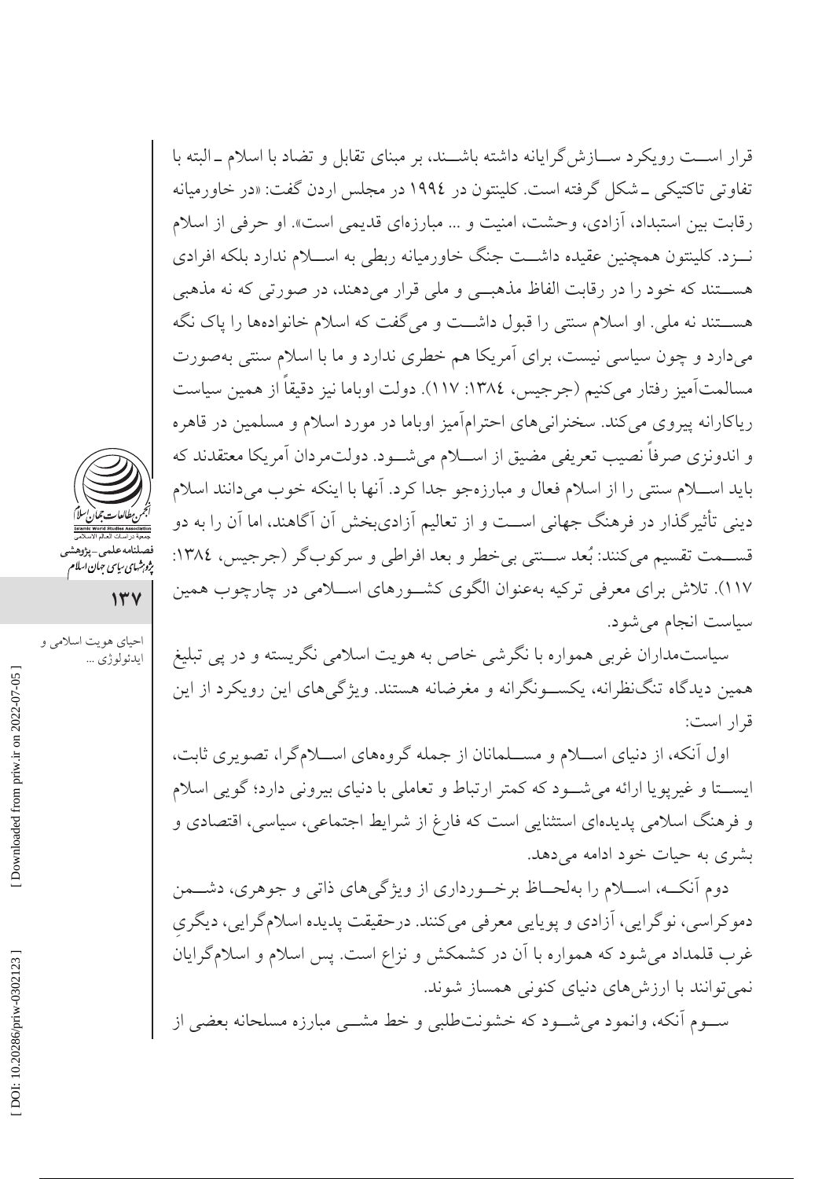قرار اســت رویکرد ســازش‌گرایانه داشته باشــند، بر مبنای تقابل و تضاد با اسلام ـ البته با تفاوتی تاکتیکی ـ شکل گرفته است. کلینتون در ۱۹۹٤ در مجلس اردن گفت: «در خاورمیانه رقابت بین استبداد، آزادی، وحشت، امنیت و ... مبارزه‌ای قدیمی است». او حرفی از اسلام نــزد. کلینتون همچنین عقیده داشــت جنگ خاورمیانه ربطی به اســلام ندارد بلکه افرادی هســتند که خود را در رقابت الفاظ مذهبــی و ملی قرار می‌دهند، در صورتی که نه مذهبی هســتند نه ملی. او اسلام سنتی را قبول داشــت و می‌گفت که اسلام خانواده‌ها را پاک نگه می‌دارد و چون سیاسی نیست، برای آمریکا هم خطری ندارد و ما با اسلام سنتی به‌صورت مسالمت‌آمیز رفتار می‌کنیم (جرجیس، ۱۳۸٤: ۱۱۷). دولت اوباما نیز دقیقاً از همین سیاست ریاکارانه پیروی می‌کند. سخنرانی‌های احترام‌آمیز اوباما در مورد اسلام و مسلمین در قاهره و اندونزی صرفاً نصیب تعریفی مضیق از اســلام می‌شــود. دولت‌مردان آمریکا معتقدند که باید اســلام سنتی را از اسلام فعال و مبارزه‌جو جدا کرد. آنها با اینکه خوب می‌دانند اسلام دینی تأثیرگذار در فرهنگ جهانی اســت و از تعالیم آزادی‌بخش آن آگاهند، اما آن را به دو قســمت تقسیم می‌کنند: بُعد ســنتی بی‌خطر و بعد افراطی و سرکوب‌گر (جرجیس، ۱۳۸٤: ۱۱۷). تلاش برای معرفی ترکیه به‌عنوان الگوی کشــورهای اســلامی در چارچوب همین سیاست انجام می‌شود.

سیاست‌مداران غربی همواره با نگرشی خاص به هویت اسلامی نگریسته و در پی تبلیغ همین دیدگاه تنگ‌نظرانه، یکســونگرانه و مغرضانه هستند. ویژگی‌های این رویکرد از این قرار است:

اول آنکه، از دنیای اســلام و مســلمانان از جمله گروه‌های اســلام‌گرا، تصویری ثابت، ایســتا و غیرپویا ارائه می‌شــود که کمتر ارتباط و تعاملی با دنیای بیرونی دارد؛ گویی اسلام و فرهنگ اسلامی پدیده‌ای استثنایی است که فارغ از شرایط اجتماعی، سیاسی، اقتصادی و بشری به حیات خود ادامه می‌دهد.

دوم آنکــه، اســلام را به‌لحــاظ برخــورداری از ویژگی‌های ذاتی و جوهری، دشــمن دموکراسی، نوگرایی، آزادی و پویایی معرفی می‌کنند. درحقیقت پدیده اسلام‌گرایی، دیگریِ غرب قلمداد می‌شود که همواره با آن در کشمکش و نزاع است. پس اسلام و اسلام‌گرایان نمی‌توانند با ارزش‌های دنیای کنونی همساز شوند.

ســوم آنکه، وانمود می‌شــود که خشونت‌طلبی و خط مشــی مبارزه مسلحانه بعضی از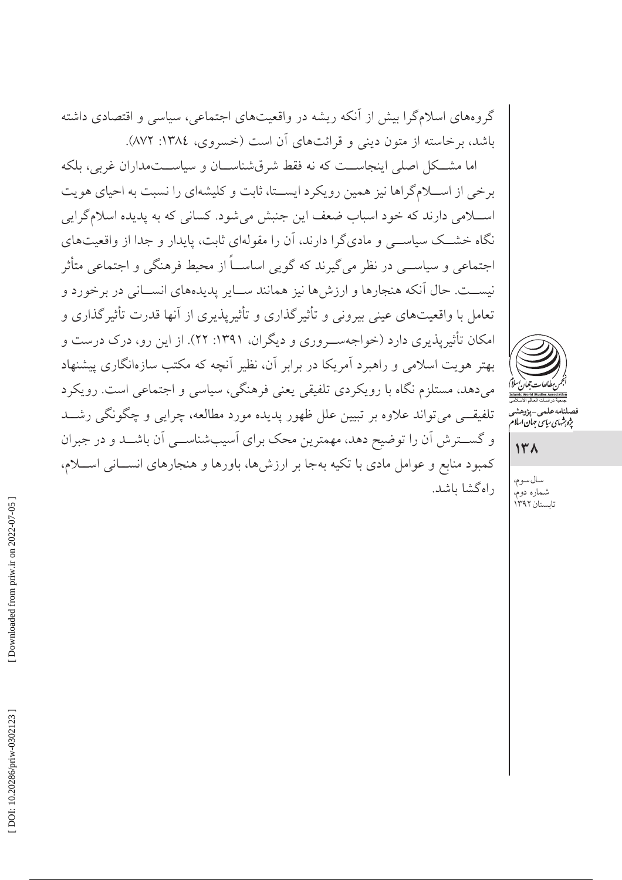گروه‌های اسلام‌گرا بیش از آنکه ریشه در واقعیت‌های اجتماعی، سیاسی و اقتصادی داشته باشد، برخاسته از متون دینی و قرائت‌های آن است (خسروی، ۱۳۸٤: ۸۷۲).

اما مشکل اصلی اینجاست که نه فقط شرق‌شناسان و سیاست‌مداران غربی، بلکه برخی از اسلام‌گراها نیز همین رویکرد ایستا، ثابت و کلیشه‌ای را نسبت به احیای هویت اسلامی دارند که خود اسباب ضعف این جنبش می‌شود. کسانی که به پدیده اسلام‌گرایی نگاه خشک سیاسی و مادی‌گرا دارند، آن را مقوله‌ای ثابت، پایدار و جدا از واقعیت‌های اجتماعی و سیاسی در نظر می‌گیرند که گویی اساساً از محیط فرهنگی و اجتماعی متأثر نیست. حال آنکه هنجارها و ارزش‌ها نیز همانند سایر پدیده‌های انسانی در برخورد و تعامل با واقعیت‌های عینی بیرونی و تأثیرگذاری و تأثیرپذیری از آنها قدرت تأثیرگذاری و امکان تأثیرپذیری دارد (خواجه‌سروری و دیگران، ۱۳۹۱: ۲۲). از این رو، درک درست و بهتر هویت اسلامی و راهبرد آمریکا در برابر آن، نظیر آنچه که مکتب سازه‌انگاری پیشنهاد می‌دهد، مستلزم نگاه با رویکردی تلفیقی یعنی فرهنگی، سیاسی و اجتماعی است. رویکرد تلفیقی می‌تواند علاوه بر تبیین علل ظهور پدیده مورد مطالعه، چرایی و چگونگی رشد و گسترش آن را توضیح دهد، مهمترین محک برای آسیب‌شناسی آن باشد و در جبران کمبود منابع و عوامل مادی با تکیه به‌جا بر ارزش‌ها، باورها و هنجارهای انسانی اسلام، راه‌گشا باشد.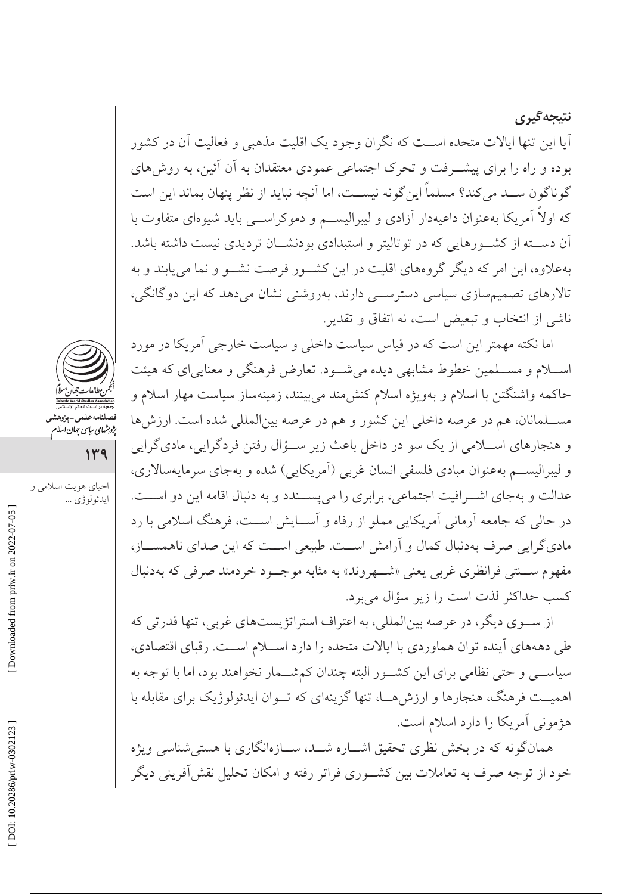## نتیجه‌گیری

آیا این تنها ایالات متحده است که نگران وجود یک اقلیت مذهبی و فعالیت آن در کشور بوده و راه را برای پیشرفت و تحرک اجتماعی عمودی معتقدان به آن آئین، به روش‌های گوناگون سد می‌کند؟ مسلماً این‌گونه نیست، اما آنچه نباید از نظر پنهان بماند این است که اولاً آمریکا به‌عنوان داعیه‌دار آزادی و لیبرالیسم و دموکراسی باید شیوه‌ای متفاوت با آن دسته از کشورهایی که در توتالیتر و استبدادی بودنشان تردیدی نیست داشته باشد. به‌علاوه، این امر که دیگر گروه‌های اقلیت در این کشور فرصت نشو و نما می‌یابند و به تالارهای تصمیم‌سازی سیاسی دسترسی دارند، به‌روشنی نشان می‌دهد که این دوگانگی، ناشی از انتخاب و تبعیض است، نه اتفاق و تقدیر.

اما نکته مهمتر این است که در قیاس سیاست داخلی و سیاست خارجی آمریکا در مورد اسلام و مسلمین خطوط مشابهی دیده می‌شود. تعارض فرهنگی و معنایی‌ای که هیئت حاکمه واشنگتن با اسلام و به‌ویژه اسلام کنش‌مند می‌بینند، زمینه‌ساز سیاست مهار اسلام و مسلمانان، هم در عرصه داخلی این کشور و هم در عرصه بین‌المللی شده است. ارزش‌ها و هنجارهای اسلامی از یک سو در داخل باعث زیر سؤال رفتن فردگرایی، مادی‌گرایی و لیبرالیسم به‌عنوان مبادی فلسفی انسان غربی (آمریکایی) شده و به‌جای سرمایه‌سالاری، عدالت و به‌جای اشرافیت اجتماعی، برابری را می‌پسندد و به دنبال اقامه این دو است. در حالی که جامعه آرمانی آمریکایی مملو از رفاه و آسایش است، فرهنگ اسلامی با رد مادی‌گرایی صرف به‌دنبال کمال و آرامش است. طبیعی است که این صدای ناهمساز، مفهوم سنتی فرانظری غربی یعنی «شهروند» به مثابه موجود خردمند صرفی که به‌دنبال کسب حداکثر لذت است را زیر سؤال می‌برد.

از سوی دیگر، در عرصه بین‌المللی، به اعتراف استراتژیست‌های غربی، تنها قدرتی که طی دهه‌های آینده توان هماوردی با ایالات متحده را دارد اسلام است. رقبای اقتصادی، سیاسی و حتی نظامی برای این کشور البته چندان کم‌شمار نخواهند بود، اما با توجه به اهمیت فرهنگ، هنجارها و ارزش‌ها، تنها گزینه‌ای که توان ایدئولوژیک برای مقابله با هژمونی آمریکا را دارد اسلام است.

همان‌گونه که در بخش نظری تحقیق اشاره شد، سازه‌انگاری با هستی‌شناسی ویژه خود از توجه صرف به تعاملات بین کشوری فراتر رفته و امکان تحلیل نقش‌آفرینی دیگر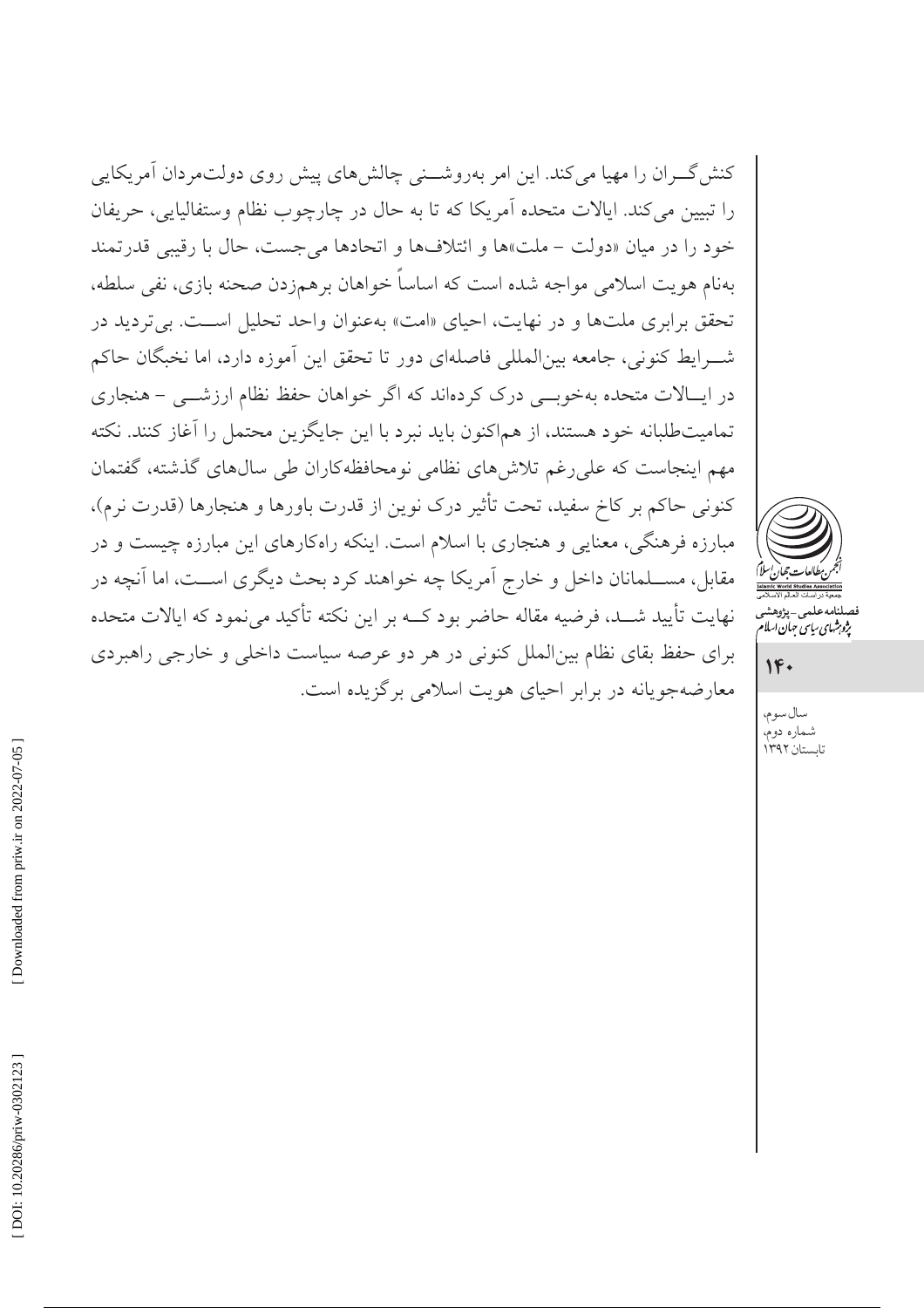کنش‌گـران را مهیا می‌کند. این امر به‌روشـنی چالش‌های پیش روی دولت‌مردان آمریکایی را تبیین می‌کند. ایالات متحده آمریکا که تا به حال در چارچوب نظام وستفالیایی، حریفان خود را در میان «دولت – ملت»ها و ائتلاف‌ها و اتحادها می‌جست، حال با رقیبی قدرتمند به‌نام هویت اسلامی مواجه شده است که اساساً خواهان برهم‌زدن صحنه بازی، نفی سلطه، تحقق برابری ملت‌ها و در نهایت، احیای «امت» به‌عنوان واحد تحلیل اسـت. بی‌تردید در شـرایط کنونی، جامعه بین‌المللی فاصله‌ای دور تا تحقق این آموزه دارد، اما نخبگان حاکم در ایـالات متحده به‌خوبـی درک کرده‌اند که اگر خواهان حفظ نظام ارزشـی – هنجاری تمامیت‌طلبانه خود هستند، از هم‌اکنون باید نبرد با این جایگزین محتمل را آغاز کنند. نکته مهم اینجاست که علی‌رغم تلاش‌های نظامی نومحافظه‌کاران طی سال‌های گذشته، گفتمان کنونی حاکم بر کاخ سفید، تحت تأثیر درک نوین از قدرت باورها و هنجارها (قدرت نرم)، مبارزه فرهنگی، معنایی و هنجاری با اسلام است. اینکه راه‌کارهای این مبارزه چیست و در مقابل، مسـلمانان داخل و خارج آمریکا چه خواهند کرد بحث دیگری اسـت، اما آنچه در نهایت تأیید شـد، فرضیه مقاله حاضر بود کـه بر این نکته تأکید می‌نمود که ایالات متحده برای حفظ بقای نظام بین‌الملل کنونی در هر دو عرصه سیاست داخلی و خارجی راهبردی معارضه‌جویانه در برابر احیای هویت اسلامی برگزیده است.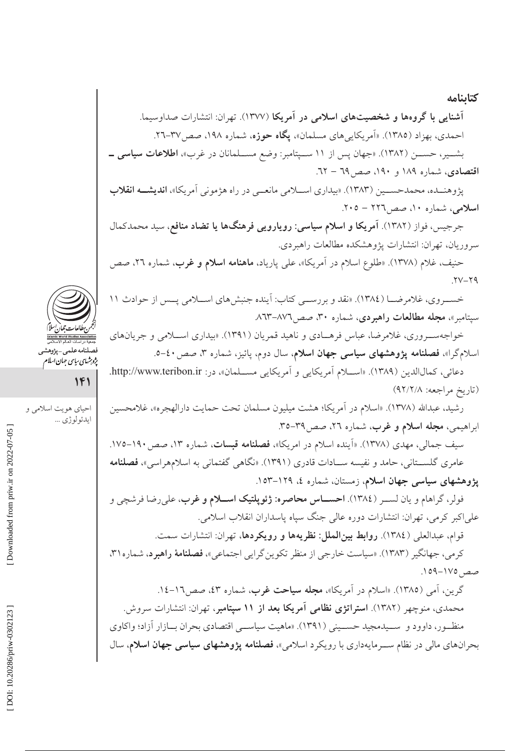## کتابنامه

**آشنایی با گروه‌ها و شخصیت‌های اسلامی در آمریکا** (۱۳۷۷). تهران: انتشارات صداوسیما.

احمدی، بهزاد (۱۳۸۵). «آمریکایی‌های مسلمان»، **پگاه حوزه**، شماره ۱۹۸، صص۳۷-۲۶.

بشـیر، حسـن (۱۳۸۲). «جهان پس از ۱۱ سـپتامبر: وضع مسـلمانان در غرب»، **اطلاعات سیاسی ـ اقتصادی**، شماره ۱۸۹ و ۱۹۰، صص۶۹ – ۶۲.

پژوهنـده، محمدحسـین (۱۳۸۳). «بیداری اسـلامی مانعـی در راه هژمونی آمریکا»، **اندیشـه انقلاب اسلامی**، شماره ۱۰، صص۲۲۶ – ۲۰۵.

جرجیس، فواز (۱۳۸۲). **آمریکا و اسلام سیاسی: رویارویی فرهنگ‌ها یا تضاد منافع**، سید محمدکمال سروریان، تهران: انتشارات پژوهشکده مطالعات راهبردی.

حنیف، غلام (۱۳۷۸). «طلوع اسلام در آمریکا»، علی پارپاد، **ماهنامه اسلام و غرب**، شماره ۲۶، صص ۲۹-۲۷.

خسـروی، غلامرضـا (۱۳۸٤). «نقد و بررسـی کتاب: آینده جنبش‌های اسـلامی پـس از حوادث ۱۱ سپتامبر»، **مجله مطالعات راهبردی**، شماره ۳۰، صص۸۷٦-۸٦۳.

خواجه‌سـروری، غلامرضا، عباس فرهـادی و ناهید قمریان (۱۳۹۱). «بیداری اسـلامی و جریان‌های اسلام‌گرا»، **فصلنامه پژوهشهای سیاسی جهان اسلام**، سال دوم، پائیز، شماره ۳، صص ٤۰-۵.

دعائی، کمال‌الدین (۱۳۸۹). «اسـلام آمریکایی و آمریکایی مسـلمان»، در: http://www.teribon.ir. (تاریخ مراجعه: ۹۲/۲/۸)

رشید، عبدالله (۱۳۷۸). «اسلام در آمریکا؛ هشت میلیون مسلمان تحت حمایت دارالهجره»، غلامحسین ابراهیمی، **مجله اسلام و غرب**، شماره ۲۶، صص۳۹-۳۵.

سیف جمالی، مهدی (۱۳۷۸). «آینده اسلام در امریکا»، **فصلنامه قبسات**، شماره ۱۳، صص۱۹۰-۱۷۵.

عامری گلسـتانی، حامد و نفیسه سـادات قادری (۱۳۹۱). «نگاهی گفتمانی به اسلام‌هراسی»، **فصلنامه پژوهشهای سیاسی جهان اسلام**، زمستان، شماره ٤، ۱۲۹-۱۵۳.

فولر، گراهام و یان لسـر (۱۳۸٤). **احسـاس محاصره: ژئوپلتیک اسـلام و غرب**، علی‌رضا فرشچی و علی‌اکبر کرمی، تهران: انتشارات دوره عالی جنگ سپاه پاسداران انقلاب اسلامی.

قوام، عبدالعلی (۱۳۸٤). **روابط بین‌الملل: نظریه‌ها و رویکردها**، تهران: انتشارات سمت.

کرمی، جهانگیر (۱۳۸۳). «سیاست خارجی از منظر تکوین‌گرایی اجتماعی»، **فصلنامهٔ راهبرد**، شماره۳۱، صص ۱۷۵-۱۵۹.

گرین، آمی (۱۳۸۵). «اسلام در آمریکا»، **مجله سیاحت غرب**، شماره ٤۳، صص۱٦-۱٤.

محمدی، منوچهر (۱۳۸۲). **استراتژی نظامی آمریکا بعد از ۱۱ سپتامبر**، تهران: انتشارات سروش.

منظـور، داوود و سـیدمجید حسـینی (۱۳۹۱). «ماهیت سیاسـی اقتصادی بحران بـازار آزاد؛ واکاوی بحران‌های مالی در نظام سـرمایه‌داری با رویکرد اسلامی»، **فصلنامه پژوهشهای سیاسی جهان اسلام**، سال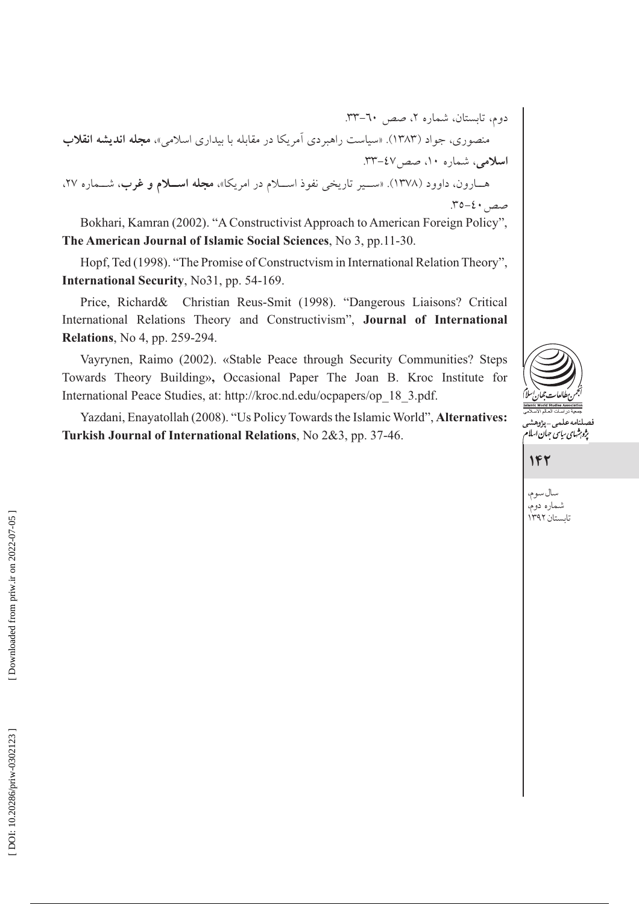دوم، تابستان، شماره ۲، صص ۶۰-۳۳.

منصوری، جواد (۱۳۸۳). «سیاست راهبردی آمریکا در مقابله با بیداری اسلامی»، **مجله اندیشه انقلاب اسلامی**، شماره ۱۰، صص۴۷-۳۳.

هــارون، داوود (۱۳۷۸). «ســیر تاریخی نفوذ اســلام در امریکا»، **مجله اســلام و غرب**، شــماره ۲۷، صص ۴۰-۳۵.

Bokhari, Kamran (2002). "A Constructivist Approach to American Foreign Policy", **The American Journal of Islamic Social Sciences**, No 3, pp.11-30.

Hopf, Ted (1998). "The Promise of Constructvism in International Relation Theory", **International Security**, No31, pp. 54-169.

Price, Richard& Christian Reus-Smit (1998). "Dangerous Liaisons? Critical International Relations Theory and Constructivism", **Journal of International Relations**, No 4, pp. 259-294.

Vayrynen, Raimo (2002). «Stable Peace through Security Communities? Steps Towards Theory Building»**,** Occasional Paper The Joan B. Kroc Institute for International Peace Studies, at: http://kroc.nd.edu/ocpapers/op_18_3.pdf.

Yazdani, Enayatollah (2008). "Us Policy Towards the Islamic World", **Alternatives: Turkish Journal of International Relations**, No 2&3, pp. 37-46.